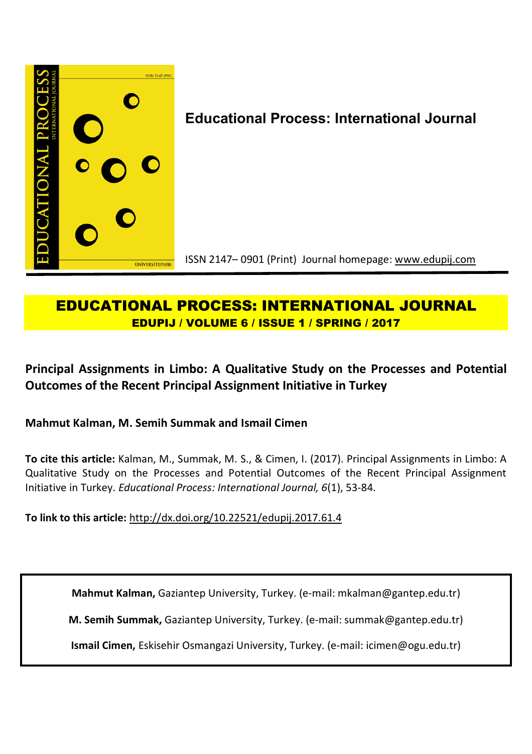**Educational Process: International Journal**

ISSN 2147– 0901 (Print) Journal homepage: www.edupij.com

# EDUCATIONAL PROCESS: INTERNATIONAL JOURNAL

**EDUPIJ / VOLUME 6 / ISSUE 1 / SPRING / 2017**

## Principal Assignments in Limbo: A Qualitative Study on the Processes and Potential Outcomes of the Recent Principal Assignment Initiative in Turkey

**Mahmut Kalman, M. Semih Summak and Ismail Cimen**

**To cite this article:** Kalman, M., Summak, M. S., & Cimen, I. (2017). Principal Assignments in Limbo: A Qualitative Study on the Processes and Potential Outcomes of the Recent Principal Assignment Initiative in Turkey. *Educational Process: International Journal, 6*(1), 53-84.

**To link to this article:** http://dx.doi.org/10.22521/edupij.2017.61.4

**Mahmut Kalman,** Gaziantep University, Turkey. (e-mail: mkalman@gantep.edu.tr)

**M. Semih Summak,** Gaziantep University, Turkey. (e-mail: summak@gantep.edu.tr)

**Ismail Cimen,** Eskisehir Osmangazi University, Turkey. (e-mail: icimen@ogu.edu.tr)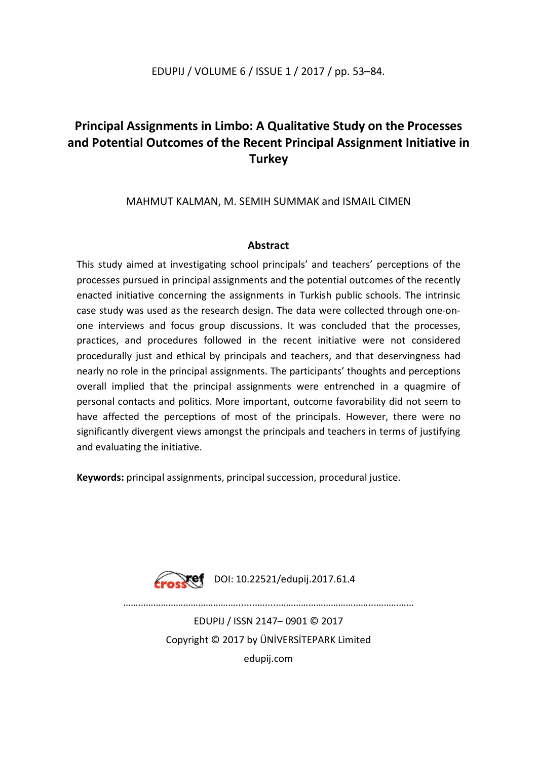# Principal Assignments in Limbo: A Qualitative Study on the Processes and Potential Outcomes of the Recent Principal Assignment Initiative in Turkey

MAHMUT KALMAN, M. SEMIH SUMMAK and ISMAIL CIMEN

## Abstract

This study aimed at investigating school principals' and teachers' perceptions of the processes pursued in principal assignments and the potential outcomes of the recently enacted initiative concerning the assignments in Turkish public schools. The intrinsic case study was used as the research design. The data were collected through one-on-one interviews and focus group discussions. It was concluded that the processes, practices, and procedures followed in the recent initiative were not considered procedurally just and ethical by principals and teachers, and that deservingness had nearly no role in the principal assignments. The participants' thoughts and perceptions overall implied that the principal assignments were entrenched in a quagmire of personal contacts and politics. More important, outcome favorability did not seem to have affected the perceptions of most of the principals. However, there were no significantly divergent views amongst the principals and teachers in terms of justifying and evaluating the initiative.

**Keywords:** principal assignments, principal succession, procedural justice.

DOI: 10.22521/edupij.2017.61.4

EDUPIJ / ISSN 2147– 0901 © 2017

Copyright © 2017 by ÜNİVERSİTEPARK Limited

edupij.com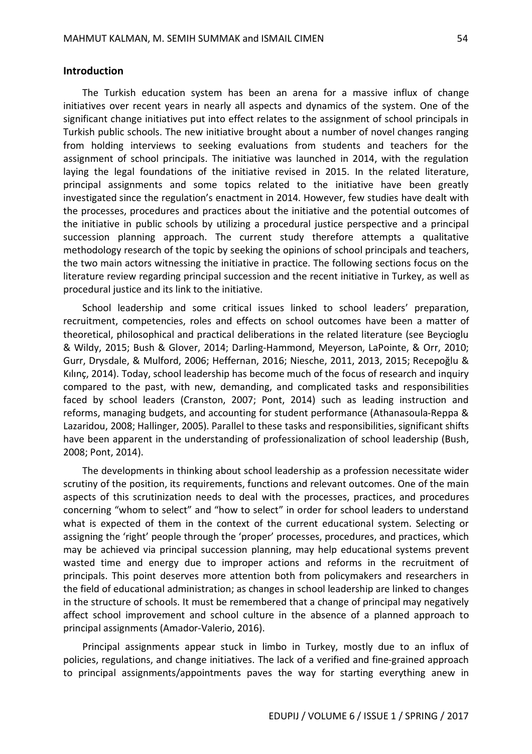## Introduction

The Turkish education system has been an arena for a massive influx of change initiatives over recent years in nearly all aspects and dynamics of the system. One of the significant change initiatives put into effect relates to the assignment of school principals in Turkish public schools. The new initiative brought about a number of novel changes ranging from holding interviews to seeking evaluations from students and teachers for the assignment of school principals. The initiative was launched in 2014, with the regulation laying the legal foundations of the initiative revised in 2015. In the related literature, principal assignments and some topics related to the initiative have been greatly investigated since the regulation's enactment in 2014. However, few studies have dealt with the processes, procedures and practices about the initiative and the potential outcomes of the initiative in public schools by utilizing a procedural justice perspective and a principal succession planning approach. The current study therefore attempts a qualitative methodology research of the topic by seeking the opinions of school principals and teachers, the two main actors witnessing the initiative in practice. The following sections focus on the literature review regarding principal succession and the recent initiative in Turkey, as well as procedural justice and its link to the initiative.

School leadership and some critical issues linked to school leaders' preparation, recruitment, competencies, roles and effects on school outcomes have been a matter of theoretical, philosophical and practical deliberations in the related literature (see Beycioglu & Wildy, 2015; Bush & Glover, 2014; Darling-Hammond, Meyerson, LaPointe, & Orr, 2010; Gurr, Drysdale, & Mulford, 2006; Heffernan, 2016; Niesche, 2011, 2013, 2015; Recepoğlu & Kılınç, 2014). Today, school leadership has become much of the focus of research and inquiry compared to the past, with new, demanding, and complicated tasks and responsibilities faced by school leaders (Cranston, 2007; Pont, 2014) such as leading instruction and reforms, managing budgets, and accounting for student performance (Athanasoula-Reppa & Lazaridou, 2008; Hallinger, 2005). Parallel to these tasks and responsibilities, significant shifts have been apparent in the understanding of professionalization of school leadership (Bush, 2008; Pont, 2014).

The developments in thinking about school leadership as a profession necessitate wider scrutiny of the position, its requirements, functions and relevant outcomes. One of the main aspects of this scrutinization needs to deal with the processes, practices, and procedures concerning "whom to select" and "how to select" in order for school leaders to understand what is expected of them in the context of the current educational system. Selecting or assigning the 'right' people through the 'proper' processes, procedures, and practices, which may be achieved via principal succession planning, may help educational systems prevent wasted time and energy due to improper actions and reforms in the recruitment of principals. This point deserves more attention both from policymakers and researchers in the field of educational administration; as changes in school leadership are linked to changes in the structure of schools. It must be remembered that a change of principal may negatively affect school improvement and school culture in the absence of a planned approach to principal assignments (Amador-Valerio, 2016).

Principal assignments appear stuck in limbo in Turkey, mostly due to an influx of policies, regulations, and change initiatives. The lack of a verified and fine-grained approach to principal assignments/appointments paves the way for starting everything anew in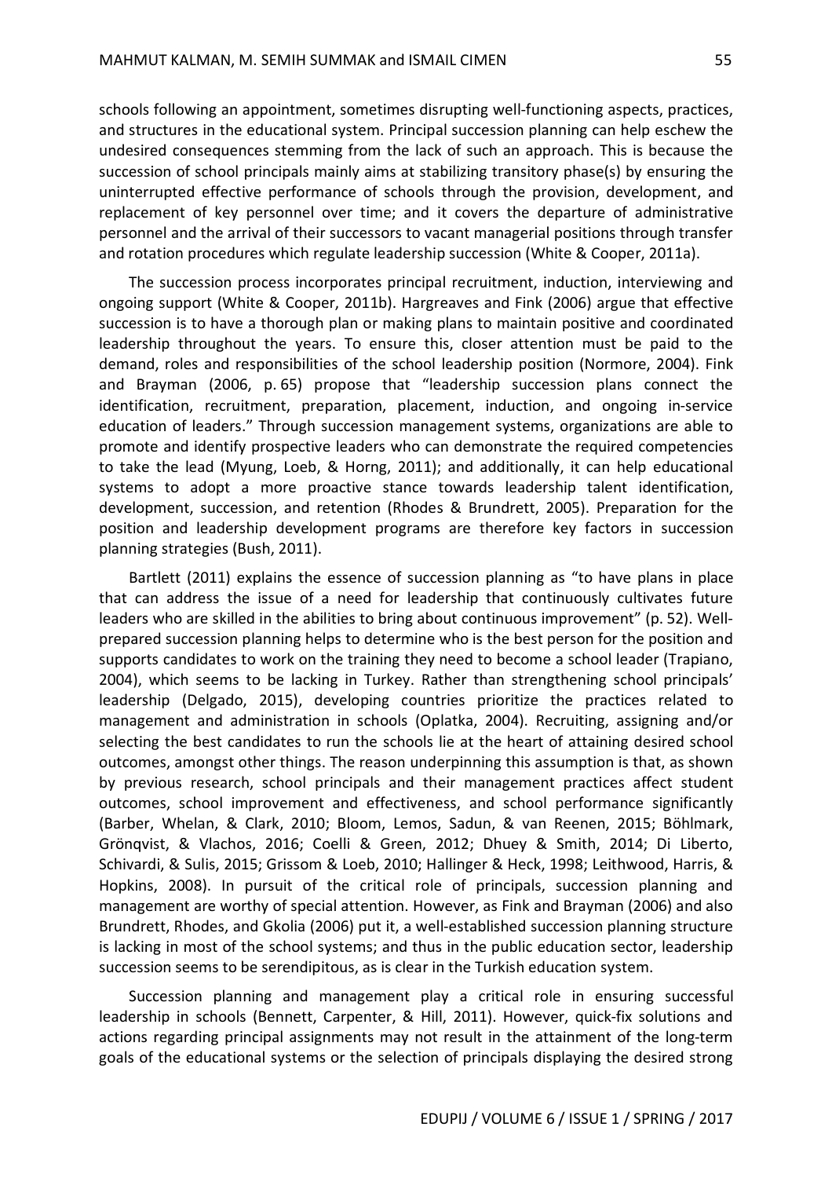schools following an appointment, sometimes disrupting well-functioning aspects, practices, and structures in the educational system. Principal succession planning can help eschew the undesired consequences stemming from the lack of such an approach. This is because the succession of school principals mainly aims at stabilizing transitory phase(s) by ensuring the uninterrupted effective performance of schools through the provision, development, and replacement of key personnel over time; and it covers the departure of administrative personnel and the arrival of their successors to vacant managerial positions through transfer and rotation procedures which regulate leadership succession (White & Cooper, 2011a).

The succession process incorporates principal recruitment, induction, interviewing and ongoing support (White & Cooper, 2011b). Hargreaves and Fink (2006) argue that effective succession is to have a thorough plan or making plans to maintain positive and coordinated leadership throughout the years. To ensure this, closer attention must be paid to the demand, roles and responsibilities of the school leadership position (Normore, 2004). Fink and Brayman (2006, p. 65) propose that "leadership succession plans connect the identification, recruitment, preparation, placement, induction, and ongoing in-service education of leaders." Through succession management systems, organizations are able to promote and identify prospective leaders who can demonstrate the required competencies to take the lead (Myung, Loeb, & Horng, 2011); and additionally, it can help educational systems to adopt a more proactive stance towards leadership talent identification, development, succession, and retention (Rhodes & Brundrett, 2005). Preparation for the position and leadership development programs are therefore key factors in succession planning strategies (Bush, 2011).

Bartlett (2011) explains the essence of succession planning as "to have plans in place that can address the issue of a need for leadership that continuously cultivates future leaders who are skilled in the abilities to bring about continuous improvement" (p. 52). Well-prepared succession planning helps to determine who is the best person for the position and supports candidates to work on the training they need to become a school leader (Trapiano, 2004), which seems to be lacking in Turkey. Rather than strengthening school principals' leadership (Delgado, 2015), developing countries prioritize the practices related to management and administration in schools (Oplatka, 2004). Recruiting, assigning and/or selecting the best candidates to run the schools lie at the heart of attaining desired school outcomes, amongst other things. The reason underpinning this assumption is that, as shown by previous research, school principals and their management practices affect student outcomes, school improvement and effectiveness, and school performance significantly (Barber, Whelan, & Clark, 2010; Bloom, Lemos, Sadun, & van Reenen, 2015; Böhlmark, Grönqvist, & Vlachos, 2016; Coelli & Green, 2012; Dhuey & Smith, 2014; Di Liberto, Schivardi, & Sulis, 2015; Grissom & Loeb, 2010; Hallinger & Heck, 1998; Leithwood, Harris, & Hopkins, 2008). In pursuit of the critical role of principals, succession planning and management are worthy of special attention. However, as Fink and Brayman (2006) and also Brundrett, Rhodes, and Gkolia (2006) put it, a well-established succession planning structure is lacking in most of the school systems; and thus in the public education sector, leadership succession seems to be serendipitous, as is clear in the Turkish education system.

Succession planning and management play a critical role in ensuring successful leadership in schools (Bennett, Carpenter, & Hill, 2011). However, quick-fix solutions and actions regarding principal assignments may not result in the attainment of the long-term goals of the educational systems or the selection of principals displaying the desired strong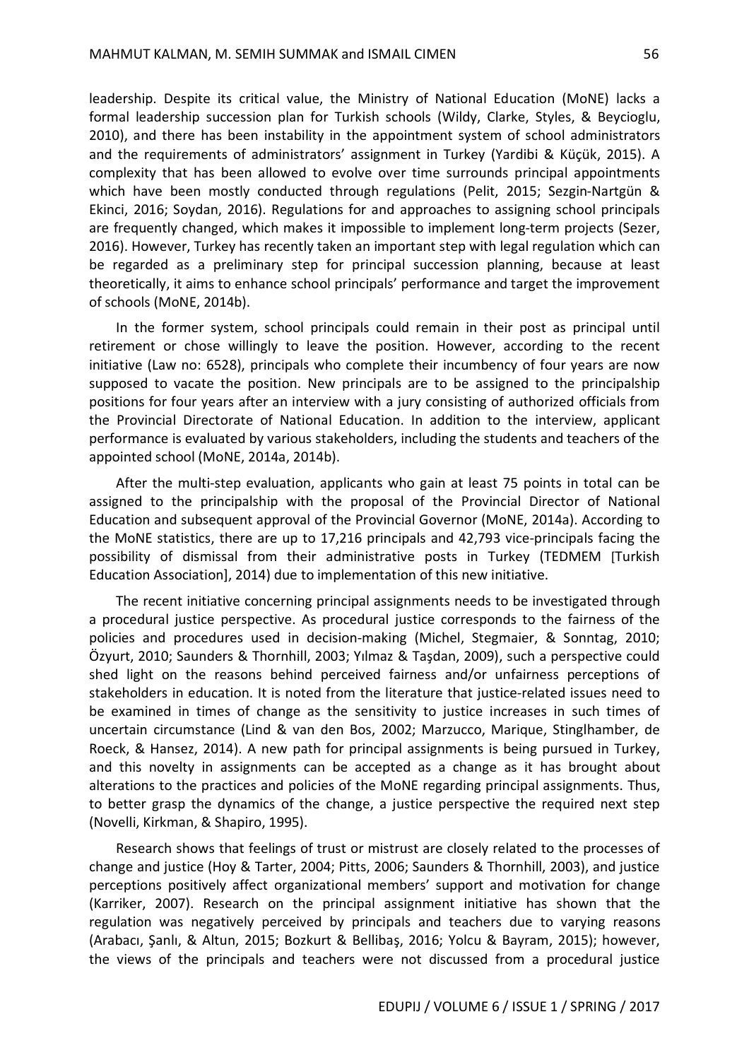leadership. Despite its critical value, the Ministry of National Education (MoNE) lacks a formal leadership succession plan for Turkish schools (Wildy, Clarke, Styles, & Beycioglu, 2010), and there has been instability in the appointment system of school administrators and the requirements of administrators' assignment in Turkey (Yardibi & Küçük, 2015). A complexity that has been allowed to evolve over time surrounds principal appointments which have been mostly conducted through regulations (Pelit, 2015; Sezgin-Nartgün & Ekinci, 2016; Soydan, 2016). Regulations for and approaches to assigning school principals are frequently changed, which makes it impossible to implement long-term projects (Sezer, 2016). However, Turkey has recently taken an important step with legal regulation which can be regarded as a preliminary step for principal succession planning, because at least theoretically, it aims to enhance school principals' performance and target the improvement of schools (MoNE, 2014b).

In the former system, school principals could remain in their post as principal until retirement or chose willingly to leave the position. However, according to the recent initiative (Law no: 6528), principals who complete their incumbency of four years are now supposed to vacate the position. New principals are to be assigned to the principalship positions for four years after an interview with a jury consisting of authorized officials from the Provincial Directorate of National Education. In addition to the interview, applicant performance is evaluated by various stakeholders, including the students and teachers of the appointed school (MoNE, 2014a, 2014b).

After the multi-step evaluation, applicants who gain at least 75 points in total can be assigned to the principalship with the proposal of the Provincial Director of National Education and subsequent approval of the Provincial Governor (MoNE, 2014a). According to the MoNE statistics, there are up to 17,216 principals and 42,793 vice-principals facing the possibility of dismissal from their administrative posts in Turkey (TEDMEM [Turkish Education Association], 2014) due to implementation of this new initiative.

The recent initiative concerning principal assignments needs to be investigated through a procedural justice perspective. As procedural justice corresponds to the fairness of the policies and procedures used in decision-making (Michel, Stegmaier, & Sonntag, 2010; Özyurt, 2010; Saunders & Thornhill, 2003; Yılmaz & Taşdan, 2009), such a perspective could shed light on the reasons behind perceived fairness and/or unfairness perceptions of stakeholders in education. It is noted from the literature that justice-related issues need to be examined in times of change as the sensitivity to justice increases in such times of uncertain circumstance (Lind & van den Bos, 2002; Marzucco, Marique, Stinglhamber, de Roeck, & Hansez, 2014). A new path for principal assignments is being pursued in Turkey, and this novelty in assignments can be accepted as a change as it has brought about alterations to the practices and policies of the MoNE regarding principal assignments. Thus, to better grasp the dynamics of the change, a justice perspective the required next step (Novelli, Kirkman, & Shapiro, 1995).

Research shows that feelings of trust or mistrust are closely related to the processes of change and justice (Hoy & Tarter, 2004; Pitts, 2006; Saunders & Thornhill, 2003), and justice perceptions positively affect organizational members' support and motivation for change (Karriker, 2007). Research on the principal assignment initiative has shown that the regulation was negatively perceived by principals and teachers due to varying reasons (Arabacı, Şanlı, & Altun, 2015; Bozkurt & Bellibaş, 2016; Yolcu & Bayram, 2015); however, the views of the principals and teachers were not discussed from a procedural justice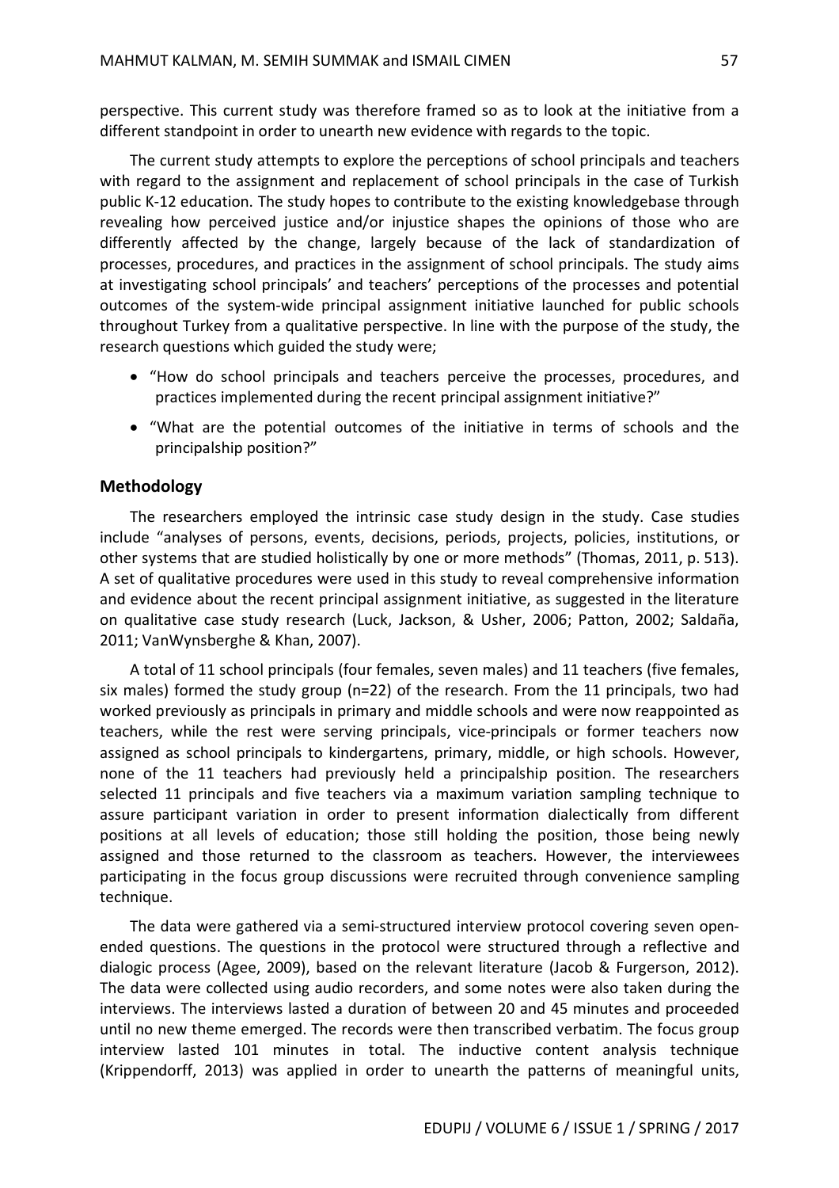perspective. This current study was therefore framed so as to look at the initiative from a different standpoint in order to unearth new evidence with regards to the topic.

The current study attempts to explore the perceptions of school principals and teachers with regard to the assignment and replacement of school principals in the case of Turkish public K-12 education. The study hopes to contribute to the existing knowledgebase through revealing how perceived justice and/or injustice shapes the opinions of those who are differently affected by the change, largely because of the lack of standardization of processes, procedures, and practices in the assignment of school principals. The study aims at investigating school principals' and teachers' perceptions of the processes and potential outcomes of the system-wide principal assignment initiative launched for public schools throughout Turkey from a qualitative perspective. In line with the purpose of the study, the research questions which guided the study were;

- "How do school principals and teachers perceive the processes, procedures, and practices implemented during the recent principal assignment initiative?"
- "What are the potential outcomes of the initiative in terms of schools and the principalship position?"

## Methodology

The researchers employed the intrinsic case study design in the study. Case studies include "analyses of persons, events, decisions, periods, projects, policies, institutions, or other systems that are studied holistically by one or more methods" (Thomas, 2011, p. 513). A set of qualitative procedures were used in this study to reveal comprehensive information and evidence about the recent principal assignment initiative, as suggested in the literature on qualitative case study research (Luck, Jackson, & Usher, 2006; Patton, 2002; Saldaña, 2011; VanWynsberghe & Khan, 2007).

A total of 11 school principals (four females, seven males) and 11 teachers (five females, six males) formed the study group (n=22) of the research. From the 11 principals, two had worked previously as principals in primary and middle schools and were now reappointed as teachers, while the rest were serving principals, vice-principals or former teachers now assigned as school principals to kindergartens, primary, middle, or high schools. However, none of the 11 teachers had previously held a principalship position. The researchers selected 11 principals and five teachers via a maximum variation sampling technique to assure participant variation in order to present information dialectically from different positions at all levels of education; those still holding the position, those being newly assigned and those returned to the classroom as teachers. However, the interviewees participating in the focus group discussions were recruited through convenience sampling technique.

The data were gathered via a semi-structured interview protocol covering seven open-ended questions. The questions in the protocol were structured through a reflective and dialogic process (Agee, 2009), based on the relevant literature (Jacob & Furgerson, 2012). The data were collected using audio recorders, and some notes were also taken during the interviews. The interviews lasted a duration of between 20 and 45 minutes and proceeded until no new theme emerged. The records were then transcribed verbatim. The focus group interview lasted 101 minutes in total. The inductive content analysis technique (Krippendorff, 2013) was applied in order to unearth the patterns of meaningful units,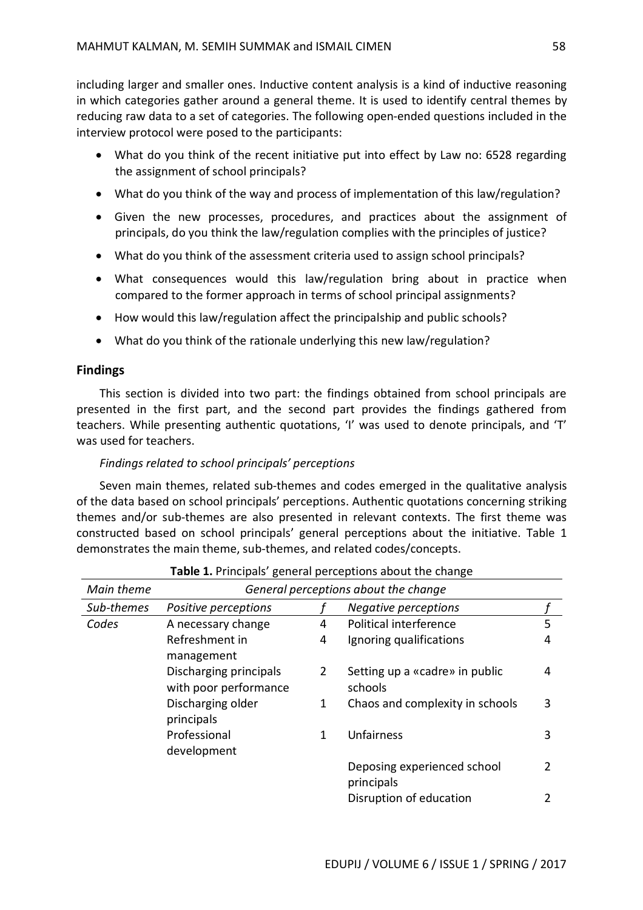including larger and smaller ones. Inductive content analysis is a kind of inductive reasoning in which categories gather around a general theme. It is used to identify central themes by reducing raw data to a set of categories. The following open-ended questions included in the interview protocol were posed to the participants:

- What do you think of the recent initiative put into effect by Law no: 6528 regarding the assignment of school principals?
- What do you think of the way and process of implementation of this law/regulation?
- Given the new processes, procedures, and practices about the assignment of principals, do you think the law/regulation complies with the principles of justice?
- What do you think of the assessment criteria used to assign school principals?
- What consequences would this law/regulation bring about in practice when compared to the former approach in terms of school principal assignments?
- How would this law/regulation affect the principalship and public schools?
- What do you think of the rationale underlying this new law/regulation?

## Findings

This section is divided into two part: the findings obtained from school principals are presented in the first part, and the second part provides the findings gathered from teachers. While presenting authentic quotations, 'I' was used to denote principals, and 'T' was used for teachers.

*Findings related to school principals' perceptions*

Seven main themes, related sub-themes and codes emerged in the qualitative analysis of the data based on school principals' perceptions. Authentic quotations concerning striking themes and/or sub-themes are also presented in relevant contexts. The first theme was constructed based on school principals' general perceptions about the initiative. Table 1 demonstrates the main theme, sub-themes, and related codes/concepts.

**Table 1.** Principals' general perceptions about the change

| *Main theme* | *General perceptions about the change* | | | |
|---|---|---|---|---|
| *Sub-themes* | *Positive perceptions* | *f* | *Negative perceptions* | *f* |
| *Codes* | A necessary change | 4 | Political interference | 5 |
| | Refreshment in management | 4 | Ignoring qualifications | 4 |
| | Discharging principals with poor performance | 2 | Setting up a «cadre» in public schools | 4 |
| | Discharging older principals | 1 | Chaos and complexity in schools | 3 |
| | Professional development | 1 | Unfairness | 3 |
| | | | Deposing experienced school principals | 2 |
| | | | Disruption of education | 2 |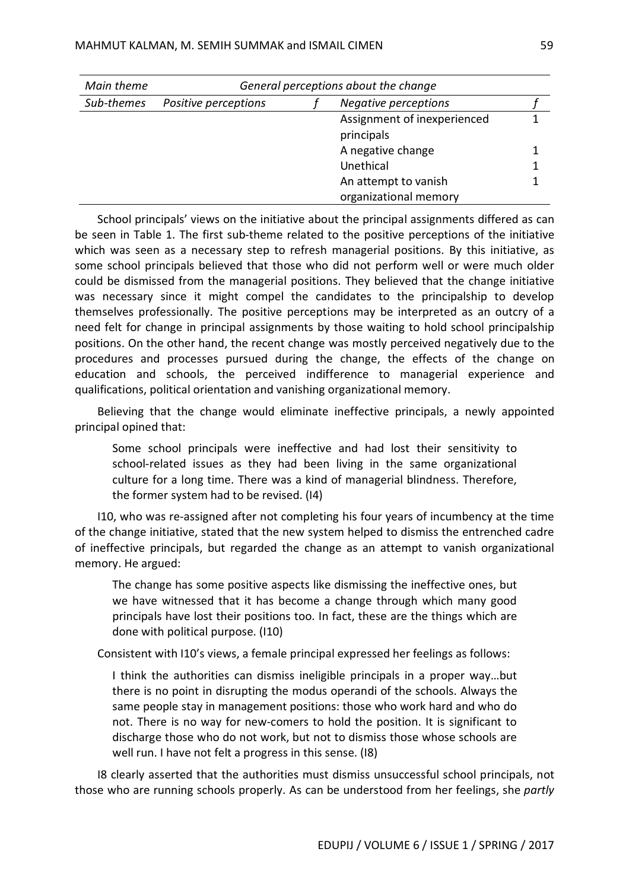| *Main theme* | *General perceptions about the change* | | | |
|---|---|---|---|---|
| *Sub-themes* | *Positive perceptions* | *f* | *Negative perceptions* | *f* |
| | | | Assignment of inexperienced principals | 1 |
| | | | A negative change | 1 |
| | | | Unethical | 1 |
| | | | An attempt to vanish organizational memory | 1 |

School principals' views on the initiative about the principal assignments differed as can be seen in Table 1. The first sub-theme related to the positive perceptions of the initiative which was seen as a necessary step to refresh managerial positions. By this initiative, as some school principals believed that those who did not perform well or were much older could be dismissed from the managerial positions. They believed that the change initiative was necessary since it might compel the candidates to the principalship to develop themselves professionally. The positive perceptions may be interpreted as an outcry of a need felt for change in principal assignments by those waiting to hold school principalship positions. On the other hand, the recent change was mostly perceived negatively due to the procedures and processes pursued during the change, the effects of the change on education and schools, the perceived indifference to managerial experience and qualifications, political orientation and vanishing organizational memory.

Believing that the change would eliminate ineffective principals, a newly appointed principal opined that:

> Some school principals were ineffective and had lost their sensitivity to school-related issues as they had been living in the same organizational culture for a long time. There was a kind of managerial blindness. Therefore, the former system had to be revised. (I4)

I10, who was re-assigned after not completing his four years of incumbency at the time of the change initiative, stated that the new system helped to dismiss the entrenched cadre of ineffective principals, but regarded the change as an attempt to vanish organizational memory. He argued:

> The change has some positive aspects like dismissing the ineffective ones, but we have witnessed that it has become a change through which many good principals have lost their positions too. In fact, these are the things which are done with political purpose. (I10)

Consistent with I10's views, a female principal expressed her feelings as follows:

> I think the authorities can dismiss ineligible principals in a proper way…but there is no point in disrupting the modus operandi of the schools. Always the same people stay in management positions: those who work hard and who do not. There is no way for new-comers to hold the position. It is significant to discharge those who do not work, but not to dismiss those whose schools are well run. I have not felt a progress in this sense. (I8)

I8 clearly asserted that the authorities must dismiss unsuccessful school principals, not those who are running schools properly. As can be understood from her feelings, she *partly*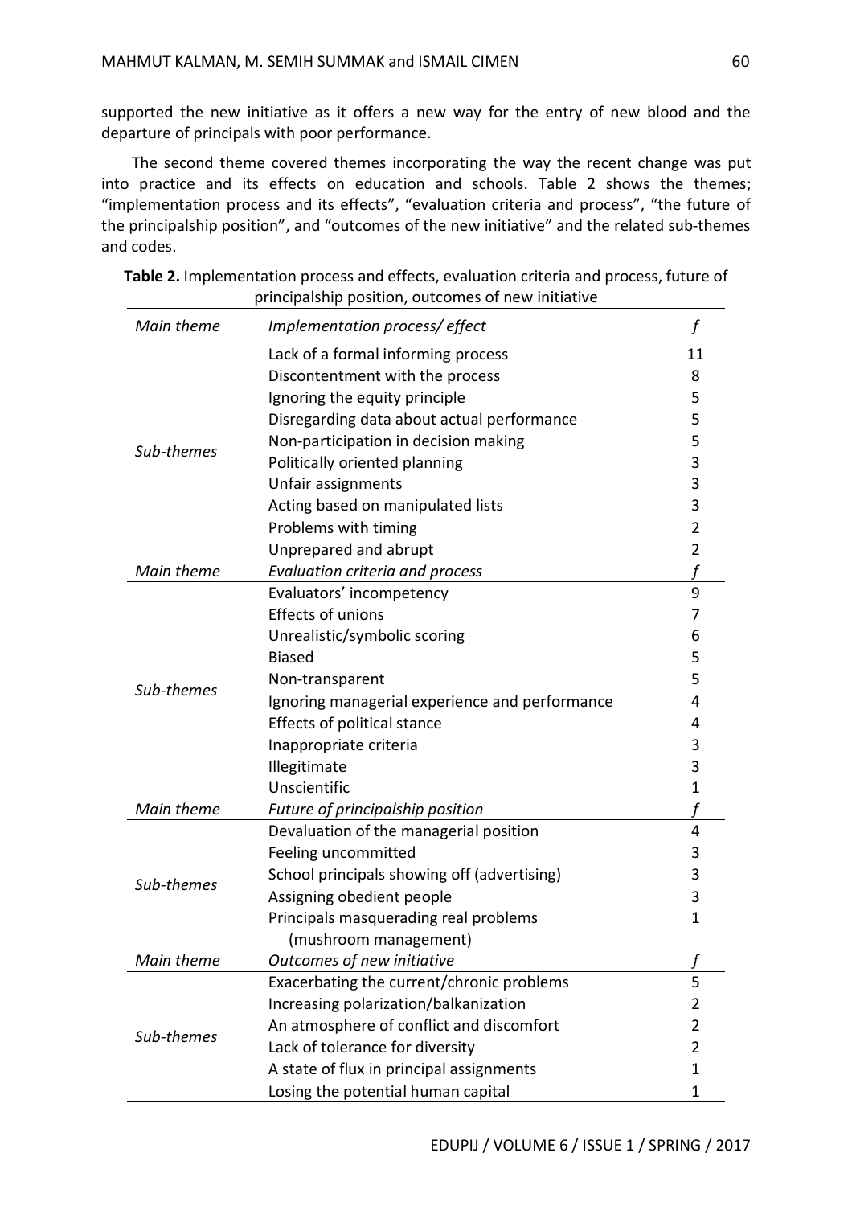supported the new initiative as it offers a new way for the entry of new blood and the departure of principals with poor performance.

The second theme covered themes incorporating the way the recent change was put into practice and its effects on education and schools. Table 2 shows the themes; "implementation process and its effects", "evaluation criteria and process", "the future of the principalship position", and "outcomes of the new initiative" and the related sub-themes and codes.

**Table 2.** Implementation process and effects, evaluation criteria and process, future of principalship position, outcomes of new initiative

| *Main theme* | *Implementation process/ effect* | *f* |
|---|---|---|
| *Sub-themes* | Lack of a formal informing process | 11 |
| | Discontentment with the process | 8 |
| | Ignoring the equity principle | 5 |
| | Disregarding data about actual performance | 5 |
| | Non-participation in decision making | 5 |
| | Politically oriented planning | 3 |
| | Unfair assignments | 3 |
| | Acting based on manipulated lists | 3 |
| | Problems with timing | 2 |
| | Unprepared and abrupt | 2 |
| *Main theme* | *Evaluation criteria and process* | *f* |
| *Sub-themes* | Evaluators' incompetency | 9 |
| | Effects of unions | 7 |
| | Unrealistic/symbolic scoring | 6 |
| | Biased | 5 |
| | Non-transparent | 5 |
| | Ignoring managerial experience and performance | 4 |
| | Effects of political stance | 4 |
| | Inappropriate criteria | 3 |
| | Illegitimate | 3 |
| | Unscientific | 1 |
| *Main theme* | *Future of principalship position* | *f* |
| *Sub-themes* | Devaluation of the managerial position | 4 |
| | Feeling uncommitted | 3 |
| | School principals showing off (advertising) | 3 |
| | Assigning obedient people | 3 |
| | Principals masquerading real problems (mushroom management) | 1 |
| *Main theme* | *Outcomes of new initiative* | *f* |
| *Sub-themes* | Exacerbating the current/chronic problems | 5 |
| | Increasing polarization/balkanization | 2 |
| | An atmosphere of conflict and discomfort | 2 |
| | Lack of tolerance for diversity | 2 |
| | A state of flux in principal assignments | 1 |
| | Losing the potential human capital | 1 |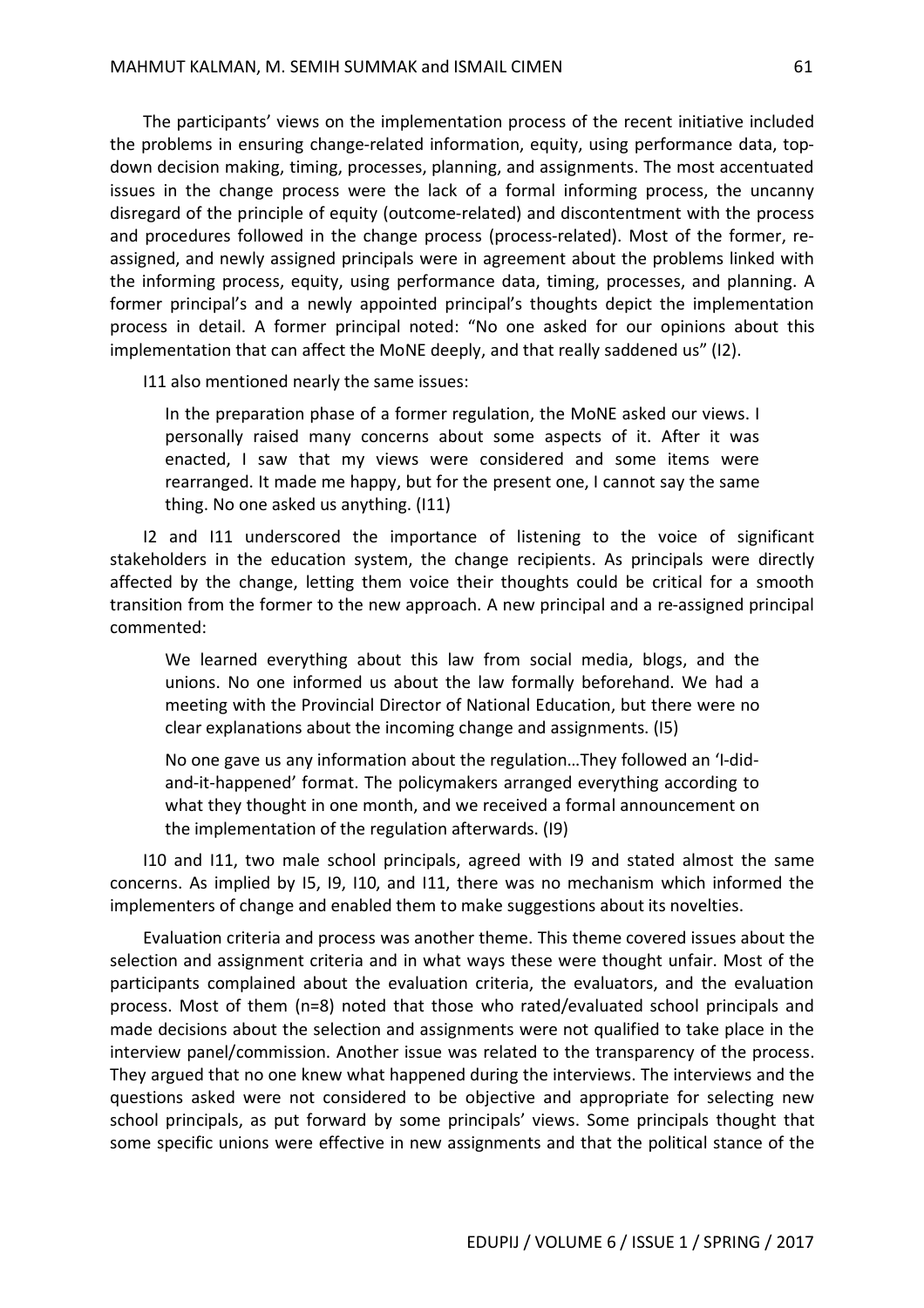The participants' views on the implementation process of the recent initiative included the problems in ensuring change-related information, equity, using performance data, top-down decision making, timing, processes, planning, and assignments. The most accentuated issues in the change process were the lack of a formal informing process, the uncanny disregard of the principle of equity (outcome-related) and discontentment with the process and procedures followed in the change process (process-related). Most of the former, re-assigned, and newly assigned principals were in agreement about the problems linked with the informing process, equity, using performance data, timing, processes, and planning. A former principal's and a newly appointed principal's thoughts depict the implementation process in detail. A former principal noted: "No one asked for our opinions about this implementation that can affect the MoNE deeply, and that really saddened us" (I2).

I11 also mentioned nearly the same issues:

> In the preparation phase of a former regulation, the MoNE asked our views. I personally raised many concerns about some aspects of it. After it was enacted, I saw that my views were considered and some items were rearranged. It made me happy, but for the present one, I cannot say the same thing. No one asked us anything. (I11)

I2 and I11 underscored the importance of listening to the voice of significant stakeholders in the education system, the change recipients. As principals were directly affected by the change, letting them voice their thoughts could be critical for a smooth transition from the former to the new approach. A new principal and a re-assigned principal commented:

> We learned everything about this law from social media, blogs, and the unions. No one informed us about the law formally beforehand. We had a meeting with the Provincial Director of National Education, but there were no clear explanations about the incoming change and assignments. (I5)

> No one gave us any information about the regulation…They followed an 'I-did-and-it-happened' format. The policymakers arranged everything according to what they thought in one month, and we received a formal announcement on the implementation of the regulation afterwards. (I9)

I10 and I11, two male school principals, agreed with I9 and stated almost the same concerns. As implied by I5, I9, I10, and I11, there was no mechanism which informed the implementers of change and enabled them to make suggestions about its novelties.

Evaluation criteria and process was another theme. This theme covered issues about the selection and assignment criteria and in what ways these were thought unfair. Most of the participants complained about the evaluation criteria, the evaluators, and the evaluation process. Most of them (n=8) noted that those who rated/evaluated school principals and made decisions about the selection and assignments were not qualified to take place in the interview panel/commission. Another issue was related to the transparency of the process. They argued that no one knew what happened during the interviews. The interviews and the questions asked were not considered to be objective and appropriate for selecting new school principals, as put forward by some principals' views. Some principals thought that some specific unions were effective in new assignments and that the political stance of the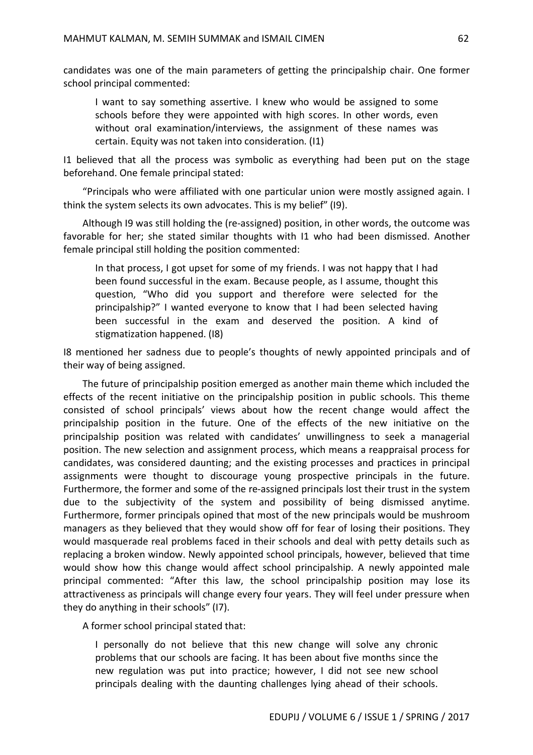candidates was one of the main parameters of getting the principalship chair. One former school principal commented:

> I want to say something assertive. I knew who would be assigned to some schools before they were appointed with high scores. In other words, even without oral examination/interviews, the assignment of these names was certain. Equity was not taken into consideration. (I1)

I1 believed that all the process was symbolic as everything had been put on the stage beforehand. One female principal stated:

"Principals who were affiliated with one particular union were mostly assigned again. I think the system selects its own advocates. This is my belief" (I9).

Although I9 was still holding the (re-assigned) position, in other words, the outcome was favorable for her; she stated similar thoughts with I1 who had been dismissed. Another female principal still holding the position commented:

> In that process, I got upset for some of my friends. I was not happy that I had been found successful in the exam. Because people, as I assume, thought this question, "Who did you support and therefore were selected for the principalship?" I wanted everyone to know that I had been selected having been successful in the exam and deserved the position. A kind of stigmatization happened. (I8)

I8 mentioned her sadness due to people's thoughts of newly appointed principals and of their way of being assigned.

The future of principalship position emerged as another main theme which included the effects of the recent initiative on the principalship position in public schools. This theme consisted of school principals' views about how the recent change would affect the principalship position in the future. One of the effects of the new initiative on the principalship position was related with candidates' unwillingness to seek a managerial position. The new selection and assignment process, which means a reappraisal process for candidates, was considered daunting; and the existing processes and practices in principal assignments were thought to discourage young prospective principals in the future. Furthermore, the former and some of the re-assigned principals lost their trust in the system due to the subjectivity of the system and possibility of being dismissed anytime. Furthermore, former principals opined that most of the new principals would be mushroom managers as they believed that they would show off for fear of losing their positions. They would masquerade real problems faced in their schools and deal with petty details such as replacing a broken window. Newly appointed school principals, however, believed that time would show how this change would affect school principalship. A newly appointed male principal commented: "After this law, the school principalship position may lose its attractiveness as principals will change every four years. They will feel under pressure when they do anything in their schools" (I7).

A former school principal stated that:

> I personally do not believe that this new change will solve any chronic problems that our schools are facing. It has been about five months since the new regulation was put into practice; however, I did not see new school principals dealing with the daunting challenges lying ahead of their schools.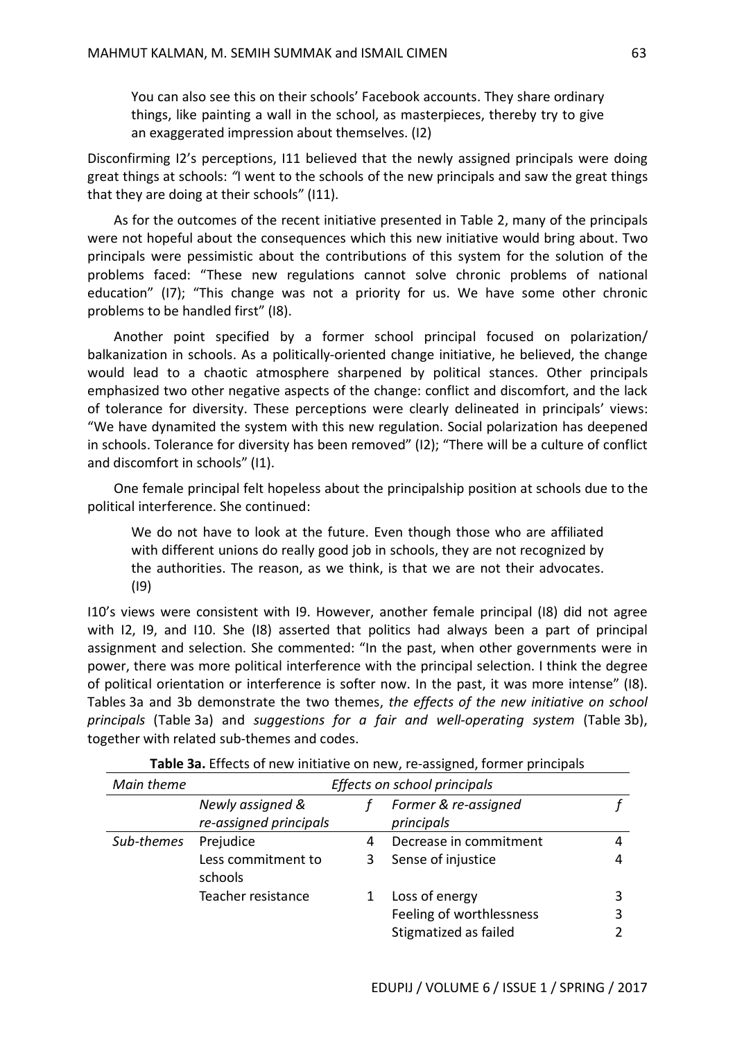> You can also see this on their schools' Facebook accounts. They share ordinary things, like painting a wall in the school, as masterpieces, thereby try to give an exaggerated impression about themselves. (I2)

Disconfirming I2's perceptions, I11 believed that the newly assigned principals were doing great things at schools: *"*I went to the schools of the new principals and saw the great things that they are doing at their schools" (I11).

As for the outcomes of the recent initiative presented in Table 2, many of the principals were not hopeful about the consequences which this new initiative would bring about. Two principals were pessimistic about the contributions of this system for the solution of the problems faced: "These new regulations cannot solve chronic problems of national education" (I7); "This change was not a priority for us. We have some other chronic problems to be handled first" (I8).

Another point specified by a former school principal focused on polarization/ balkanization in schools. As a politically-oriented change initiative, he believed, the change would lead to a chaotic atmosphere sharpened by political stances. Other principals emphasized two other negative aspects of the change: conflict and discomfort, and the lack of tolerance for diversity. These perceptions were clearly delineated in principals' views: "We have dynamited the system with this new regulation. Social polarization has deepened in schools. Tolerance for diversity has been removed" (I2); "There will be a culture of conflict and discomfort in schools" (I1).

One female principal felt hopeless about the principalship position at schools due to the political interference. She continued:

> We do not have to look at the future. Even though those who are affiliated with different unions do really good job in schools, they are not recognized by the authorities. The reason, as we think, is that we are not their advocates. (I9)

I10's views were consistent with I9. However, another female principal (I8) did not agree with I2, I9, and I10. She (I8) asserted that politics had always been a part of principal assignment and selection. She commented: "In the past, when other governments were in power, there was more political interference with the principal selection. I think the degree of political orientation or interference is softer now. In the past, it was more intense" (I8). Tables 3a and 3b demonstrate the two themes, *the effects of the new initiative on school principals* (Table 3a) and *suggestions for a fair and well-operating system* (Table 3b), together with related sub-themes and codes.

**Table 3a.** Effects of new initiative on new, re-assigned, former principals

| *Main theme* | *Effects on school principals* | | | |
|---|---|---|---|---|
| | *Newly assigned & re-assigned principals* | *f* | *Former & re-assigned principals* | *f* |
| *Sub-themes* | Prejudice | 4 | Decrease in commitment | 4 |
| | Less commitment to schools | 3 | Sense of injustice | 4 |
| | Teacher resistance | 1 | Loss of energy | 3 |
| | | | Feeling of worthlessness | 3 |
| | | | Stigmatized as failed | 2 |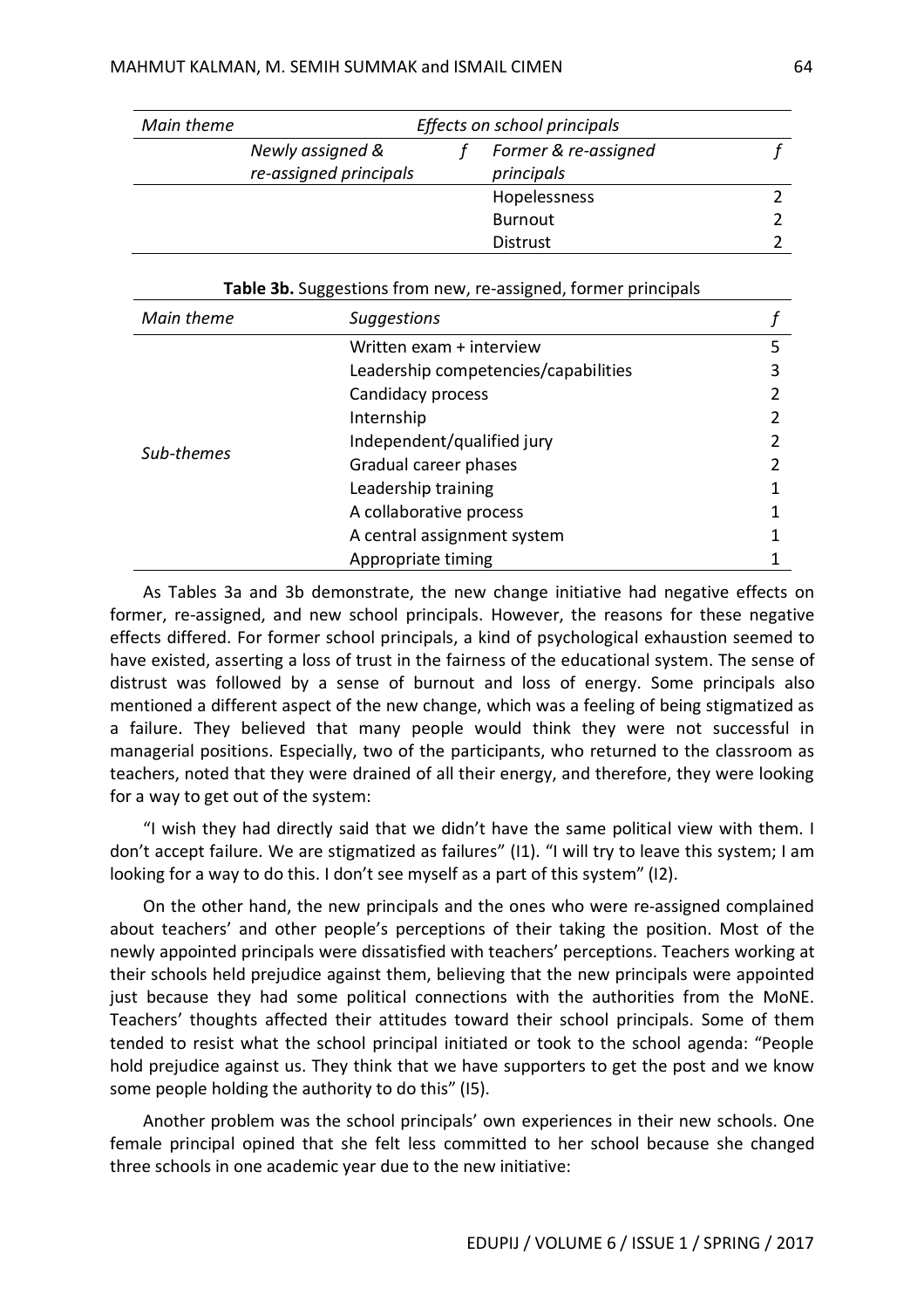| Main theme | Effects on school principals | | | |
|---|---|---|---|---|
| | Newly assigned & re-assigned principals | f | Former & re-assigned principals | f |
| | | | Hopelessness | 2 |
| | | | Burnout | 2 |
| | | | Distrust | 2 |

**Table 3b.** Suggestions from new, re-assigned, former principals

| Main theme | Suggestions | f |
|---|---|---|
| Sub-themes | Written exam + interview | 5 |
| | Leadership competencies/capabilities | 3 |
| | Candidacy process | 2 |
| | Internship | 2 |
| | Independent/qualified jury | 2 |
| | Gradual career phases | 2 |
| | Leadership training | 1 |
| | A collaborative process | 1 |
| | A central assignment system | 1 |
| | Appropriate timing | 1 |

As Tables 3a and 3b demonstrate, the new change initiative had negative effects on former, re-assigned, and new school principals. However, the reasons for these negative effects differed. For former school principals, a kind of psychological exhaustion seemed to have existed, asserting a loss of trust in the fairness of the educational system. The sense of distrust was followed by a sense of burnout and loss of energy. Some principals also mentioned a different aspect of the new change, which was a feeling of being stigmatized as a failure. They believed that many people would think they were not successful in managerial positions. Especially, two of the participants, who returned to the classroom as teachers, noted that they were drained of all their energy, and therefore, they were looking for a way to get out of the system:

"I wish they had directly said that we didn't have the same political view with them. I don't accept failure. We are stigmatized as failures" (I1). "I will try to leave this system; I am looking for a way to do this. I don't see myself as a part of this system" (I2).

On the other hand, the new principals and the ones who were re-assigned complained about teachers' and other people's perceptions of their taking the position. Most of the newly appointed principals were dissatisfied with teachers' perceptions. Teachers working at their schools held prejudice against them, believing that the new principals were appointed just because they had some political connections with the authorities from the MoNE. Teachers' thoughts affected their attitudes toward their school principals. Some of them tended to resist what the school principal initiated or took to the school agenda: "People hold prejudice against us. They think that we have supporters to get the post and we know some people holding the authority to do this" (I5).

Another problem was the school principals' own experiences in their new schools. One female principal opined that she felt less committed to her school because she changed three schools in one academic year due to the new initiative: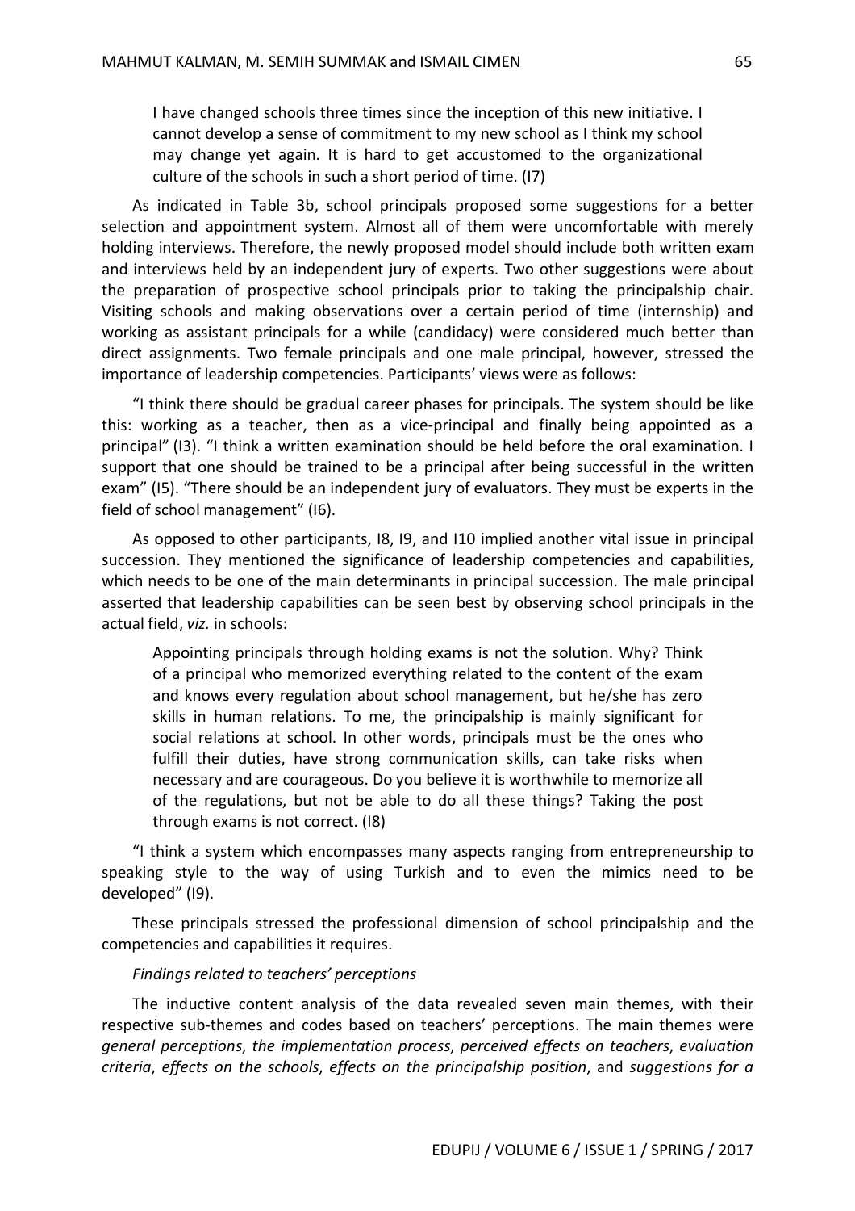> I have changed schools three times since the inception of this new initiative. I cannot develop a sense of commitment to my new school as I think my school may change yet again. It is hard to get accustomed to the organizational culture of the schools in such a short period of time. (I7)

As indicated in Table 3b, school principals proposed some suggestions for a better selection and appointment system. Almost all of them were uncomfortable with merely holding interviews. Therefore, the newly proposed model should include both written exam and interviews held by an independent jury of experts. Two other suggestions were about the preparation of prospective school principals prior to taking the principalship chair. Visiting schools and making observations over a certain period of time (internship) and working as assistant principals for a while (candidacy) were considered much better than direct assignments. Two female principals and one male principal, however, stressed the importance of leadership competencies. Participants' views were as follows:

"I think there should be gradual career phases for principals. The system should be like this: working as a teacher, then as a vice-principal and finally being appointed as a principal" (I3). "I think a written examination should be held before the oral examination. I support that one should be trained to be a principal after being successful in the written exam" (I5). "There should be an independent jury of evaluators. They must be experts in the field of school management" (I6).

As opposed to other participants, I8, I9, and I10 implied another vital issue in principal succession. They mentioned the significance of leadership competencies and capabilities, which needs to be one of the main determinants in principal succession. The male principal asserted that leadership capabilities can be seen best by observing school principals in the actual field, *viz.* in schools:

> Appointing principals through holding exams is not the solution. Why? Think of a principal who memorized everything related to the content of the exam and knows every regulation about school management, but he/she has zero skills in human relations. To me, the principalship is mainly significant for social relations at school. In other words, principals must be the ones who fulfill their duties, have strong communication skills, can take risks when necessary and are courageous. Do you believe it is worthwhile to memorize all of the regulations, but not be able to do all these things? Taking the post through exams is not correct. (I8)

"I think a system which encompasses many aspects ranging from entrepreneurship to speaking style to the way of using Turkish and to even the mimics need to be developed" (I9).

These principals stressed the professional dimension of school principalship and the competencies and capabilities it requires.

*Findings related to teachers' perceptions*

The inductive content analysis of the data revealed seven main themes, with their respective sub-themes and codes based on teachers' perceptions. The main themes were *general perceptions*, *the implementation process*, *perceived effects on teachers*, *evaluation criteria*, *effects on the schools*, *effects on the principalship position*, and *suggestions for a*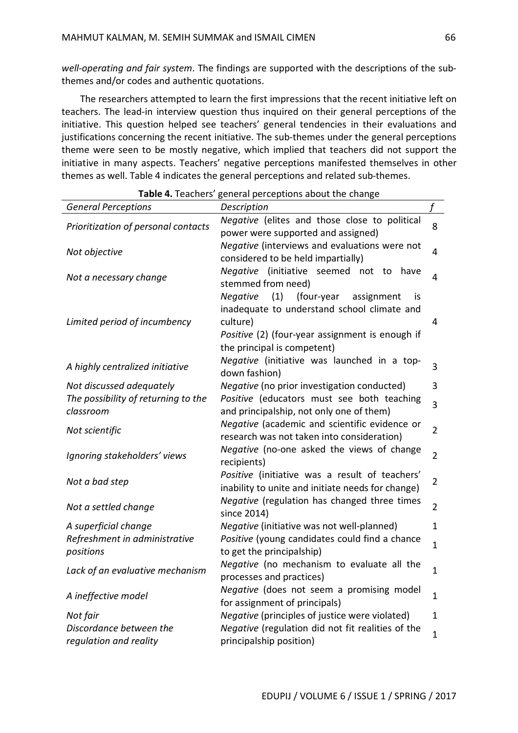*well-operating and fair system*. The findings are supported with the descriptions of the sub-themes and/or codes and authentic quotations.

The researchers attempted to learn the first impressions that the recent initiative left on teachers. The lead-in interview question thus inquired on their general perceptions of the initiative. This question helped see teachers' general tendencies in their evaluations and justifications concerning the recent initiative. The sub-themes under the general perceptions theme were seen to be mostly negative, which implied that teachers did not support the initiative in many aspects. Teachers' negative perceptions manifested themselves in other themes as well. Table 4 indicates the general perceptions and related sub-themes.

**Table 4.** Teachers' general perceptions about the change

| *General Perceptions* | *Description* | *f* |
|---|---|---|
| *Prioritization of personal contacts* | *Negative* (elites and those close to political power were supported and assigned) | 8 |
| *Not objective* | *Negative* (interviews and evaluations were not considered to be held impartially) | 4 |
| *Not a necessary change* | *Negative* (initiative seemed not to have stemmed from need) | 4 |
| *Limited period of incumbency* | *Negative* (1) (four-year assignment is inadequate to understand school climate and culture)<br>*Positive* (2) (four-year assignment is enough if the principal is competent) | 4 |
| *A highly centralized initiative* | *Negative* (initiative was launched in a top-down fashion) | 3 |
| *Not discussed adequately* | *Negative* (no prior investigation conducted) | 3 |
| *The possibility of returning to the classroom* | *Positive* (educators must see both teaching and principalship, not only one of them) | 3 |
| *Not scientific* | *Negative* (academic and scientific evidence or research was not taken into consideration) | 2 |
| *Ignoring stakeholders' views* | *Negative* (no-one asked the views of change recipients) | 2 |
| *Not a bad step* | *Positive* (initiative was a result of teachers' inability to unite and initiate needs for change) | 2 |
| *Not a settled change* | *Negative* (regulation has changed three times since 2014) | 2 |
| *A superficial change* | *Negative* (initiative was not well-planned) | 1 |
| *Refreshment in administrative positions* | *Positive* (young candidates could find a chance to get the principalship) | 1 |
| *Lack of an evaluative mechanism* | *Negative* (no mechanism to evaluate all the processes and practices) | 1 |
| *A ineffective model* | *Negative* (does not seem a promising model for assignment of principals) | 1 |
| *Not fair* | *Negative* (principles of justice were violated) | 1 |
| *Discordance between the regulation and reality* | *Negative* (regulation did not fit realities of the principalship position) | 1 |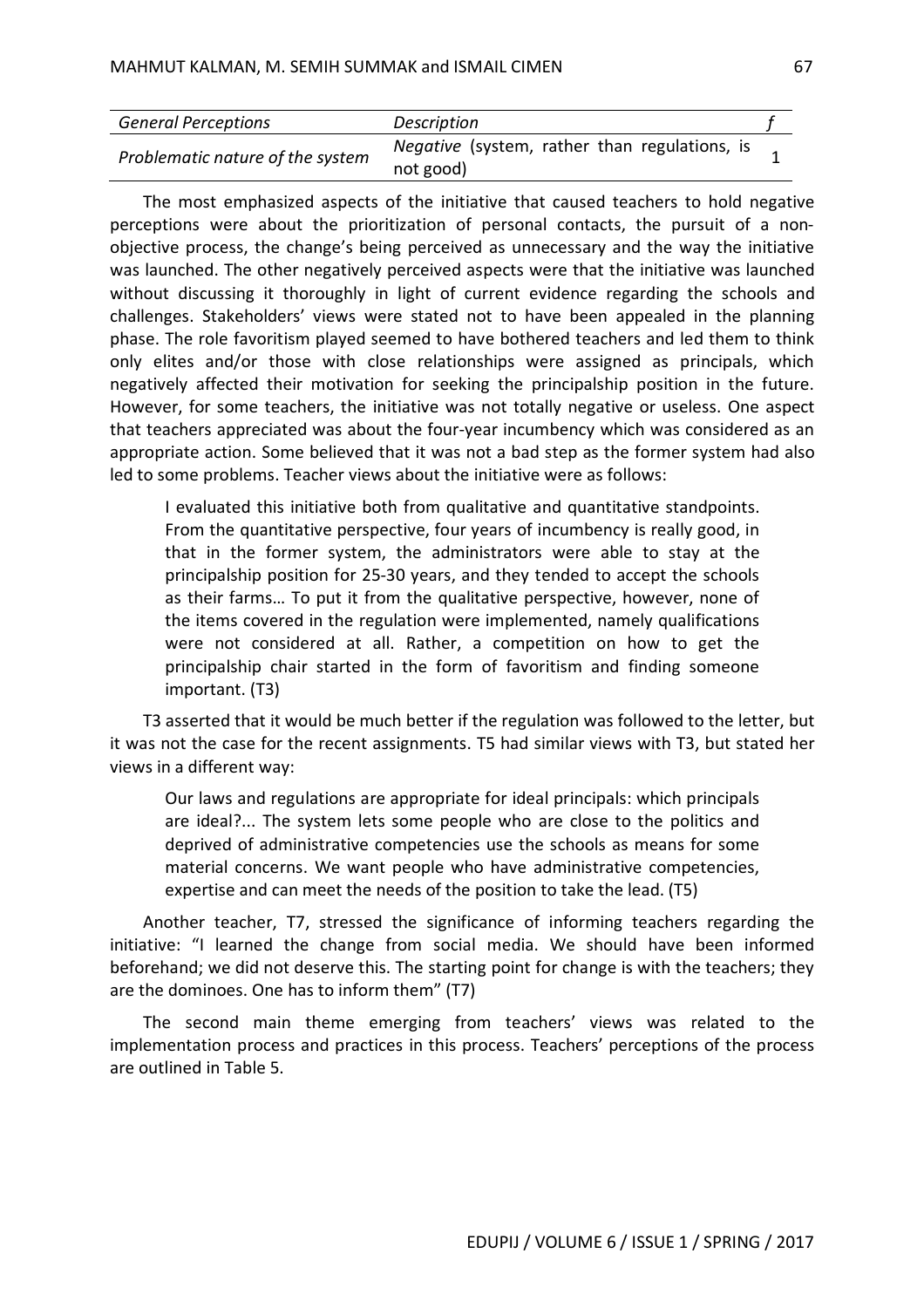| *General Perceptions* | *Description* | *f* |
|---|---|---|
| *Problematic nature of the system* | *Negative* (system, rather than regulations, is not good) | 1 |

The most emphasized aspects of the initiative that caused teachers to hold negative perceptions were about the prioritization of personal contacts, the pursuit of a non-objective process, the change's being perceived as unnecessary and the way the initiative was launched. The other negatively perceived aspects were that the initiative was launched without discussing it thoroughly in light of current evidence regarding the schools and challenges. Stakeholders' views were stated not to have been appealed in the planning phase. The role favoritism played seemed to have bothered teachers and led them to think only elites and/or those with close relationships were assigned as principals, which negatively affected their motivation for seeking the principalship position in the future. However, for some teachers, the initiative was not totally negative or useless. One aspect that teachers appreciated was about the four-year incumbency which was considered as an appropriate action. Some believed that it was not a bad step as the former system had also led to some problems. Teacher views about the initiative were as follows:

> I evaluated this initiative both from qualitative and quantitative standpoints. From the quantitative perspective, four years of incumbency is really good, in that in the former system, the administrators were able to stay at the principalship position for 25-30 years, and they tended to accept the schools as their farms… To put it from the qualitative perspective, however, none of the items covered in the regulation were implemented, namely qualifications were not considered at all. Rather, a competition on how to get the principalship chair started in the form of favoritism and finding someone important. (T3)

T3 asserted that it would be much better if the regulation was followed to the letter, but it was not the case for the recent assignments. T5 had similar views with T3, but stated her views in a different way:

> Our laws and regulations are appropriate for ideal principals: which principals are ideal?... The system lets some people who are close to the politics and deprived of administrative competencies use the schools as means for some material concerns. We want people who have administrative competencies, expertise and can meet the needs of the position to take the lead. (T5)

Another teacher, T7, stressed the significance of informing teachers regarding the initiative: "I learned the change from social media. We should have been informed beforehand; we did not deserve this. The starting point for change is with the teachers; they are the dominoes. One has to inform them" (T7)

The second main theme emerging from teachers' views was related to the implementation process and practices in this process. Teachers' perceptions of the process are outlined in Table 5.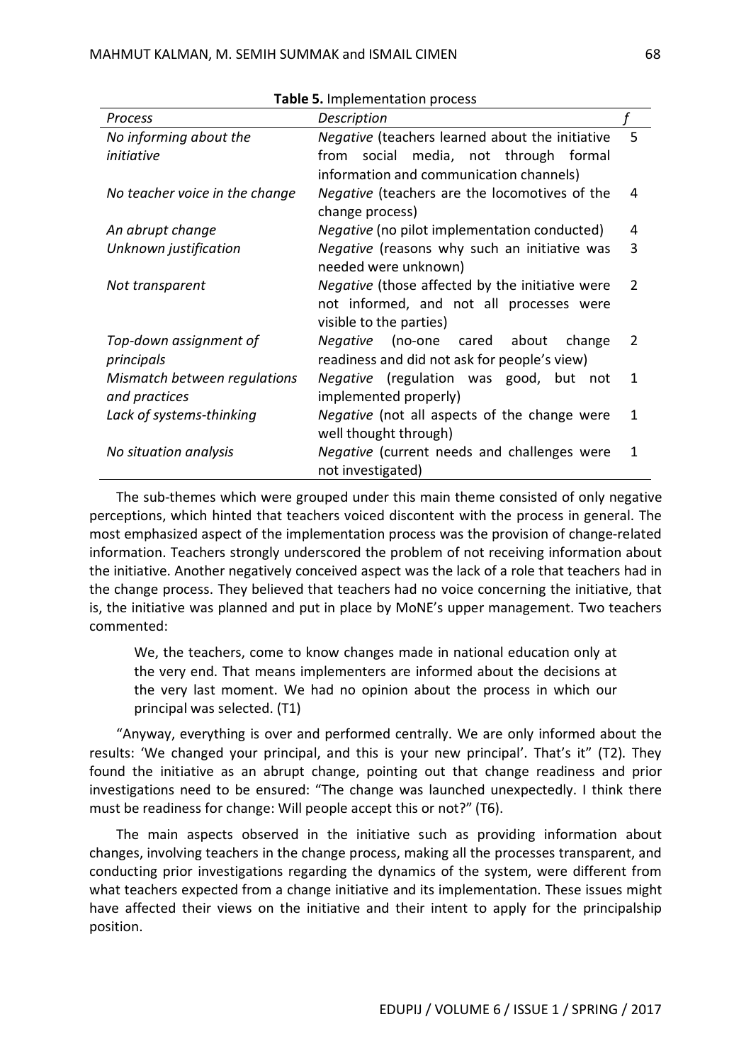**Table 5.** Implementation process

| *Process* | *Description* | *f* |
|---|---|---|
| *No informing about the initiative* | *Negative* (teachers learned about the initiative from social media, not through formal information and communication channels) | 5 |
| *No teacher voice in the change* | *Negative* (teachers are the locomotives of the change process) | 4 |
| *An abrupt change* | *Negative* (no pilot implementation conducted) | 4 |
| *Unknown justification* | *Negative* (reasons why such an initiative was needed were unknown) | 3 |
| *Not transparent* | *Negative* (those affected by the initiative were not informed, and not all processes were visible to the parties) | 2 |
| *Top-down assignment of principals* | *Negative* (no-one cared about change readiness and did not ask for people's view) | 2 |
| *Mismatch between regulations and practices* | *Negative* (regulation was good, but not implemented properly) | 1 |
| *Lack of systems-thinking* | *Negative* (not all aspects of the change were well thought through) | 1 |
| *No situation analysis* | *Negative* (current needs and challenges were not investigated) | 1 |

The sub-themes which were grouped under this main theme consisted of only negative perceptions, which hinted that teachers voiced discontent with the process in general. The most emphasized aspect of the implementation process was the provision of change-related information. Teachers strongly underscored the problem of not receiving information about the initiative. Another negatively conceived aspect was the lack of a role that teachers had in the change process. They believed that teachers had no voice concerning the initiative, that is, the initiative was planned and put in place by MoNE's upper management. Two teachers commented:

> We, the teachers, come to know changes made in national education only at the very end. That means implementers are informed about the decisions at the very last moment. We had no opinion about the process in which our principal was selected. (T1)

"Anyway, everything is over and performed centrally. We are only informed about the results: 'We changed your principal, and this is your new principal'. That's it" (T2). They found the initiative as an abrupt change, pointing out that change readiness and prior investigations need to be ensured: "The change was launched unexpectedly. I think there must be readiness for change: Will people accept this or not?" (T6).

The main aspects observed in the initiative such as providing information about changes, involving teachers in the change process, making all the processes transparent, and conducting prior investigations regarding the dynamics of the system, were different from what teachers expected from a change initiative and its implementation. These issues might have affected their views on the initiative and their intent to apply for the principalship position.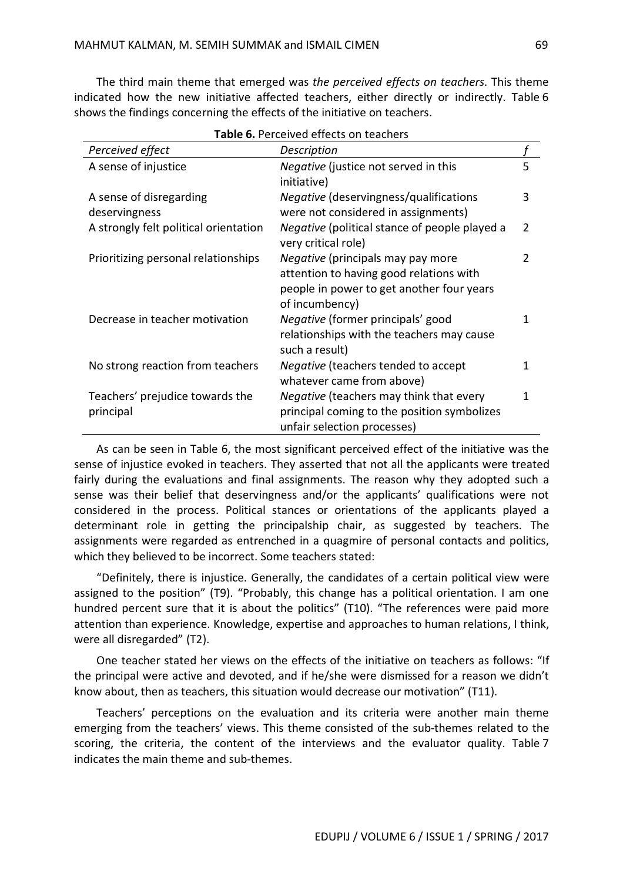The third main theme that emerged was *the perceived effects on teachers*. This theme indicated how the new initiative affected teachers, either directly or indirectly. Table 6 shows the findings concerning the effects of the initiative on teachers.

**Table 6.** Perceived effects on teachers

| *Perceived effect* | *Description* | *f* |
|---|---|---|
| A sense of injustice | *Negative* (justice not served in this initiative) | 5 |
| A sense of disregarding deservingness | *Negative* (deservingness/qualifications were not considered in assignments) | 3 |
| A strongly felt political orientation | *Negative* (political stance of people played a very critical role) | 2 |
| Prioritizing personal relationships | *Negative* (principals may pay more attention to having good relations with people in power to get another four years of incumbency) | 2 |
| Decrease in teacher motivation | *Negative* (former principals' good relationships with the teachers may cause such a result) | 1 |
| No strong reaction from teachers | *Negative* (teachers tended to accept whatever came from above) | 1 |
| Teachers' prejudice towards the principal | *Negative* (teachers may think that every principal coming to the position symbolizes unfair selection processes) | 1 |

As can be seen in Table 6, the most significant perceived effect of the initiative was the sense of injustice evoked in teachers. They asserted that not all the applicants were treated fairly during the evaluations and final assignments. The reason why they adopted such a sense was their belief that deservingness and/or the applicants' qualifications were not considered in the process. Political stances or orientations of the applicants played a determinant role in getting the principalship chair, as suggested by teachers. The assignments were regarded as entrenched in a quagmire of personal contacts and politics, which they believed to be incorrect. Some teachers stated:

"Definitely, there is injustice. Generally, the candidates of a certain political view were assigned to the position" (T9). "Probably, this change has a political orientation. I am one hundred percent sure that it is about the politics" (T10). "The references were paid more attention than experience. Knowledge, expertise and approaches to human relations, I think, were all disregarded" (T2).

One teacher stated her views on the effects of the initiative on teachers as follows: "If the principal were active and devoted, and if he/she were dismissed for a reason we didn't know about, then as teachers, this situation would decrease our motivation" (T11).

Teachers' perceptions on the evaluation and its criteria were another main theme emerging from the teachers' views. This theme consisted of the sub-themes related to the scoring, the criteria, the content of the interviews and the evaluator quality. Table 7 indicates the main theme and sub-themes.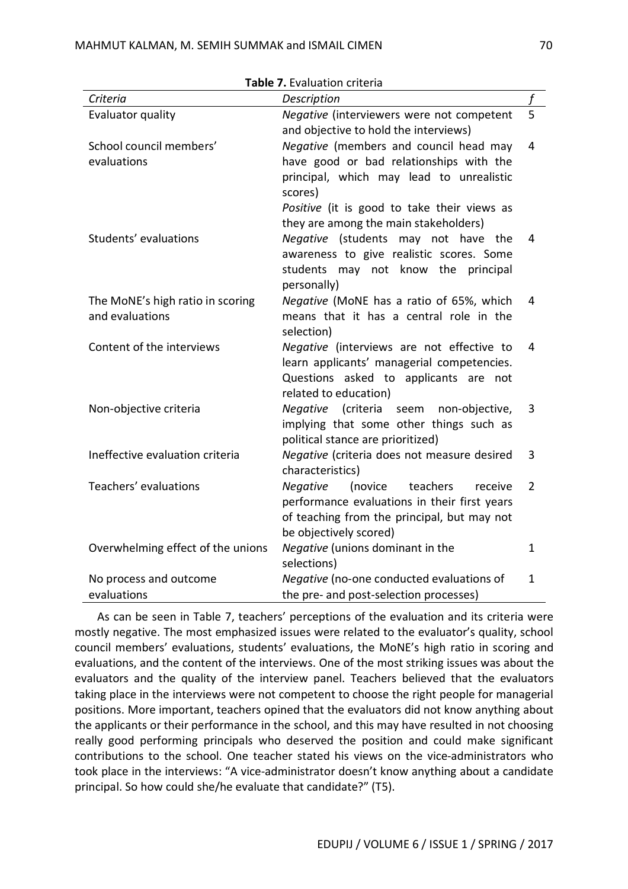**Table 7.** Evaluation criteria

| *Criteria* | *Description* | *f* |
|---|---|---|
| Evaluator quality | *Negative* (interviewers were not competent and objective to hold the interviews) | 5 |
| School council members' evaluations | *Negative* (members and council head may have good or bad relationships with the principal, which may lead to unrealistic scores)<br>*Positive* (it is good to take their views as they are among the main stakeholders) | 4 |
| Students' evaluations | *Negative* (students may not have the awareness to give realistic scores. Some students may not know the principal personally) | 4 |
| The MoNE's high ratio in scoring and evaluations | *Negative* (MoNE has a ratio of 65%, which means that it has a central role in the selection) | 4 |
| Content of the interviews | *Negative* (interviews are not effective to learn applicants' managerial competencies. Questions asked to applicants are not related to education) | 4 |
| Non-objective criteria | *Negative* (criteria seem non-objective, implying that some other things such as political stance are prioritized) | 3 |
| Ineffective evaluation criteria | *Negative* (criteria does not measure desired characteristics) | 3 |
| Teachers' evaluations | *Negative* (novice teachers receive performance evaluations in their first years of teaching from the principal, but may not be objectively scored) | 2 |
| Overwhelming effect of the unions | *Negative* (unions dominant in the selections) | 1 |
| No process and outcome evaluations | *Negative* (no-one conducted evaluations of the pre- and post-selection processes) | 1 |

As can be seen in Table 7, teachers' perceptions of the evaluation and its criteria were mostly negative. The most emphasized issues were related to the evaluator's quality, school council members' evaluations, students' evaluations, the MoNE's high ratio in scoring and evaluations, and the content of the interviews. One of the most striking issues was about the evaluators and the quality of the interview panel. Teachers believed that the evaluators taking place in the interviews were not competent to choose the right people for managerial positions. More important, teachers opined that the evaluators did not know anything about the applicants or their performance in the school, and this may have resulted in not choosing really good performing principals who deserved the position and could make significant contributions to the school. One teacher stated his views on the vice-administrators who took place in the interviews: "A vice-administrator doesn't know anything about a candidate principal. So how could she/he evaluate that candidate?" (T5).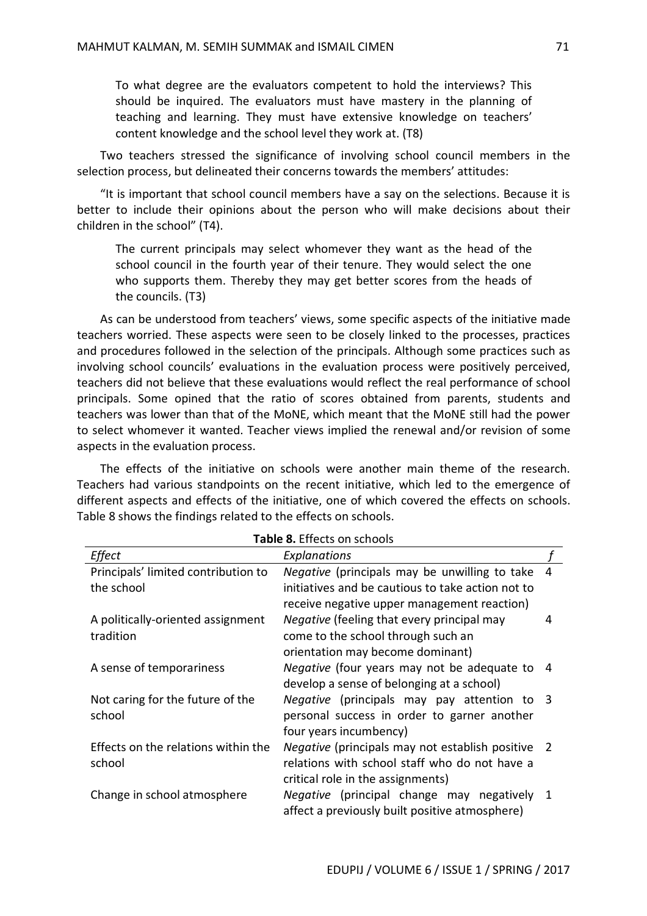> To what degree are the evaluators competent to hold the interviews? This should be inquired. The evaluators must have mastery in the planning of teaching and learning. They must have extensive knowledge on teachers' content knowledge and the school level they work at. (T8)

Two teachers stressed the significance of involving school council members in the selection process, but delineated their concerns towards the members' attitudes:

"It is important that school council members have a say on the selections. Because it is better to include their opinions about the person who will make decisions about their children in the school" (T4).

> The current principals may select whomever they want as the head of the school council in the fourth year of their tenure. They would select the one who supports them. Thereby they may get better scores from the heads of the councils. (T3)

As can be understood from teachers' views, some specific aspects of the initiative made teachers worried. These aspects were seen to be closely linked to the processes, practices and procedures followed in the selection of the principals. Although some practices such as involving school councils' evaluations in the evaluation process were positively perceived, teachers did not believe that these evaluations would reflect the real performance of school principals. Some opined that the ratio of scores obtained from parents, students and teachers was lower than that of the MoNE, which meant that the MoNE still had the power to select whomever it wanted. Teacher views implied the renewal and/or revision of some aspects in the evaluation process.

The effects of the initiative on schools were another main theme of the research. Teachers had various standpoints on the recent initiative, which led to the emergence of different aspects and effects of the initiative, one of which covered the effects on schools. Table 8 shows the findings related to the effects on schools.

**Table 8.** Effects on schools

| *Effect* | *Explanations* | *f* |
|---|---|---|
| Principals' limited contribution to the school | *Negative* (principals may be unwilling to take initiatives and be cautious to take action not to receive negative upper management reaction) | 4 |
| A politically-oriented assignment tradition | *Negative* (feeling that every principal may come to the school through such an orientation may become dominant) | 4 |
| A sense of temporariness | *Negative* (four years may not be adequate to develop a sense of belonging at a school) | 4 |
| Not caring for the future of the school | *Negative* (principals may pay attention to personal success in order to garner another four years incumbency) | 3 |
| Effects on the relations within the school | *Negative* (principals may not establish positive relations with school staff who do not have a critical role in the assignments) | 2 |
| Change in school atmosphere | *Negative* (principal change may negatively affect a previously built positive atmosphere) | 1 |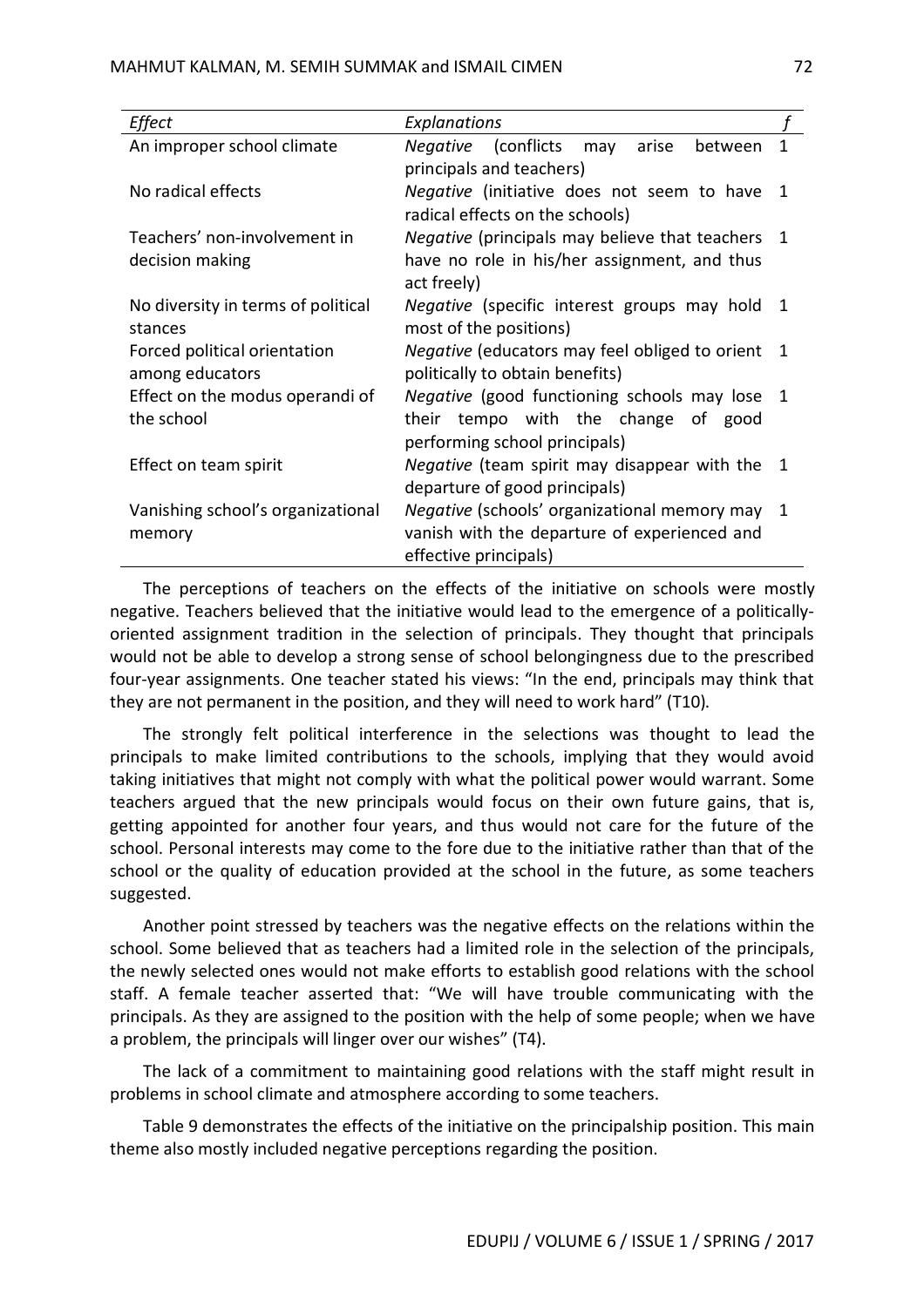| *Effect* | *Explanations* | *f* |
|---|---|---|
| An improper school climate | *Negative* (conflicts may arise between principals and teachers) | 1 |
| No radical effects | *Negative* (initiative does not seem to have radical effects on the schools) | 1 |
| Teachers' non-involvement in decision making | *Negative* (principals may believe that teachers have no role in his/her assignment, and thus act freely) | 1 |
| No diversity in terms of political stances | *Negative* (specific interest groups may hold most of the positions) | 1 |
| Forced political orientation among educators | *Negative* (educators may feel obliged to orient politically to obtain benefits) | 1 |
| Effect on the modus operandi of the school | *Negative* (good functioning schools may lose their tempo with the change of good performing school principals) | 1 |
| Effect on team spirit | *Negative* (team spirit may disappear with the departure of good principals) | 1 |
| Vanishing school's organizational memory | *Negative* (schools' organizational memory may vanish with the departure of experienced and effective principals) | 1 |

The perceptions of teachers on the effects of the initiative on schools were mostly negative. Teachers believed that the initiative would lead to the emergence of a politically-oriented assignment tradition in the selection of principals. They thought that principals would not be able to develop a strong sense of school belongingness due to the prescribed four-year assignments. One teacher stated his views: "In the end, principals may think that they are not permanent in the position, and they will need to work hard" (T10).

The strongly felt political interference in the selections was thought to lead the principals to make limited contributions to the schools, implying that they would avoid taking initiatives that might not comply with what the political power would warrant. Some teachers argued that the new principals would focus on their own future gains, that is, getting appointed for another four years, and thus would not care for the future of the school. Personal interests may come to the fore due to the initiative rather than that of the school or the quality of education provided at the school in the future, as some teachers suggested.

Another point stressed by teachers was the negative effects on the relations within the school. Some believed that as teachers had a limited role in the selection of the principals, the newly selected ones would not make efforts to establish good relations with the school staff. A female teacher asserted that: "We will have trouble communicating with the principals. As they are assigned to the position with the help of some people; when we have a problem, the principals will linger over our wishes" (T4).

The lack of a commitment to maintaining good relations with the staff might result in problems in school climate and atmosphere according to some teachers.

Table 9 demonstrates the effects of the initiative on the principalship position. This main theme also mostly included negative perceptions regarding the position.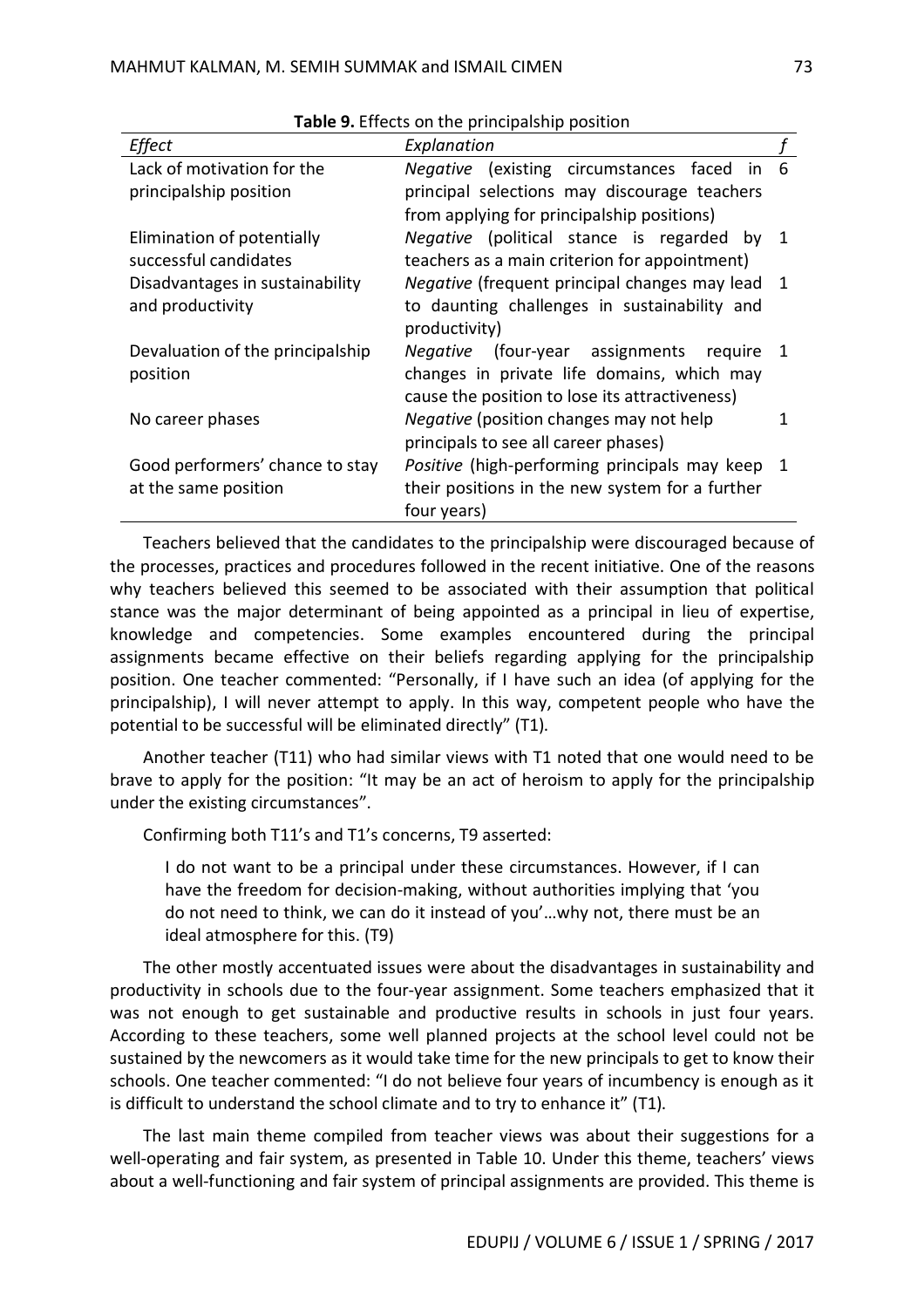**Table 9.** Effects on the principalship position

| *Effect* | *Explanation* | *f* |
|---|---|---|
| Lack of motivation for the principalship position | *Negative* (existing circumstances faced in principal selections may discourage teachers from applying for principalship positions) | 6 |
| Elimination of potentially successful candidates | *Negative* (political stance is regarded by teachers as a main criterion for appointment) | 1 |
| Disadvantages in sustainability and productivity | *Negative* (frequent principal changes may lead to daunting challenges in sustainability and productivity) | 1 |
| Devaluation of the principalship position | *Negative* (four-year assignments require changes in private life domains, which may cause the position to lose its attractiveness) | 1 |
| No career phases | *Negative* (position changes may not help principals to see all career phases) | 1 |
| Good performers' chance to stay at the same position | *Positive* (high-performing principals may keep their positions in the new system for a further four years) | 1 |

Teachers believed that the candidates to the principalship were discouraged because of the processes, practices and procedures followed in the recent initiative. One of the reasons why teachers believed this seemed to be associated with their assumption that political stance was the major determinant of being appointed as a principal in lieu of expertise, knowledge and competencies. Some examples encountered during the principal assignments became effective on their beliefs regarding applying for the principalship position. One teacher commented: "Personally, if I have such an idea (of applying for the principalship), I will never attempt to apply. In this way, competent people who have the potential to be successful will be eliminated directly" (T1).

Another teacher (T11) who had similar views with T1 noted that one would need to be brave to apply for the position: "It may be an act of heroism to apply for the principalship under the existing circumstances".

Confirming both T11's and T1's concerns, T9 asserted:

> I do not want to be a principal under these circumstances. However, if I can have the freedom for decision-making, without authorities implying that 'you do not need to think, we can do it instead of you'…why not, there must be an ideal atmosphere for this. (T9)

The other mostly accentuated issues were about the disadvantages in sustainability and productivity in schools due to the four-year assignment. Some teachers emphasized that it was not enough to get sustainable and productive results in schools in just four years. According to these teachers, some well planned projects at the school level could not be sustained by the newcomers as it would take time for the new principals to get to know their schools. One teacher commented: "I do not believe four years of incumbency is enough as it is difficult to understand the school climate and to try to enhance it" (T1).

The last main theme compiled from teacher views was about their suggestions for a well-operating and fair system, as presented in Table 10. Under this theme, teachers' views about a well-functioning and fair system of principal assignments are provided. This theme is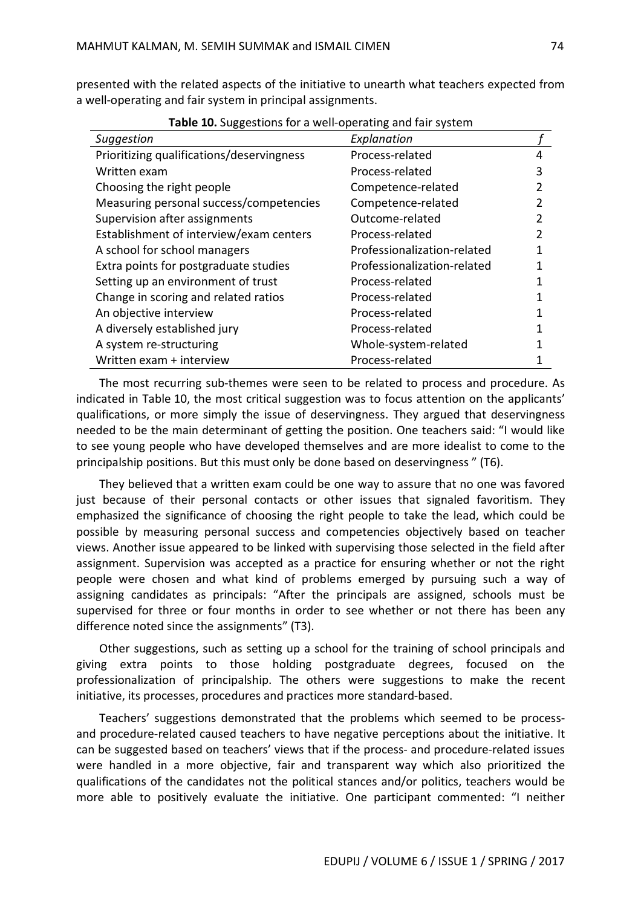presented with the related aspects of the initiative to unearth what teachers expected from a well-operating and fair system in principal assignments.

**Table 10.** Suggestions for a well-operating and fair system

| *Suggestion* | *Explanation* | *f* |
|---|---|---|
| Prioritizing qualifications/deservingness | Process-related | 4 |
| Written exam | Process-related | 3 |
| Choosing the right people | Competence-related | 2 |
| Measuring personal success/competencies | Competence-related | 2 |
| Supervision after assignments | Outcome-related | 2 |
| Establishment of interview/exam centers | Process-related | 2 |
| A school for school managers | Professionalization-related | 1 |
| Extra points for postgraduate studies | Professionalization-related | 1 |
| Setting up an environment of trust | Process-related | 1 |
| Change in scoring and related ratios | Process-related | 1 |
| An objective interview | Process-related | 1 |
| A diversely established jury | Process-related | 1 |
| A system re-structuring | Whole-system-related | 1 |
| Written exam + interview | Process-related | 1 |

The most recurring sub-themes were seen to be related to process and procedure. As indicated in Table 10, the most critical suggestion was to focus attention on the applicants' qualifications, or more simply the issue of deservingness. They argued that deservingness needed to be the main determinant of getting the position. One teachers said: "I would like to see young people who have developed themselves and are more idealist to come to the principalship positions. But this must only be done based on deservingness " (T6).

They believed that a written exam could be one way to assure that no one was favored just because of their personal contacts or other issues that signaled favoritism. They emphasized the significance of choosing the right people to take the lead, which could be possible by measuring personal success and competencies objectively based on teacher views. Another issue appeared to be linked with supervising those selected in the field after assignment. Supervision was accepted as a practice for ensuring whether or not the right people were chosen and what kind of problems emerged by pursuing such a way of assigning candidates as principals: "After the principals are assigned, schools must be supervised for three or four months in order to see whether or not there has been any difference noted since the assignments" (T3).

Other suggestions, such as setting up a school for the training of school principals and giving extra points to those holding postgraduate degrees, focused on the professionalization of principalship. The others were suggestions to make the recent initiative, its processes, procedures and practices more standard-based.

Teachers' suggestions demonstrated that the problems which seemed to be process- and procedure-related caused teachers to have negative perceptions about the initiative. It can be suggested based on teachers' views that if the process- and procedure-related issues were handled in a more objective, fair and transparent way which also prioritized the qualifications of the candidates not the political stances and/or politics, teachers would be more able to positively evaluate the initiative. One participant commented: "I neither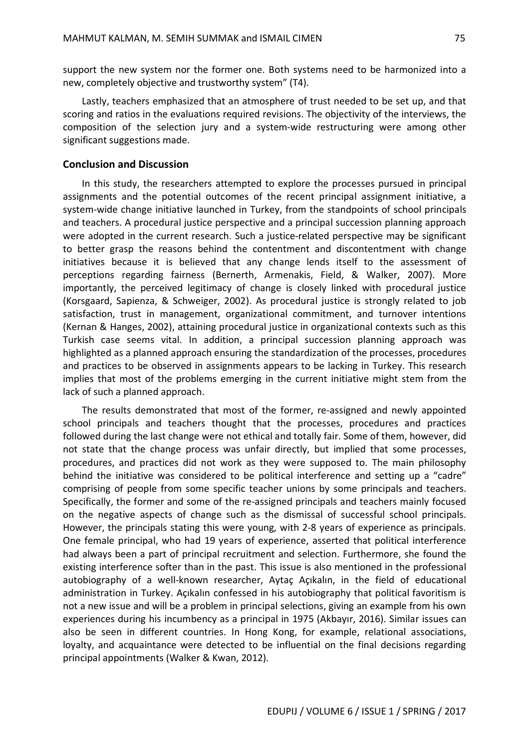support the new system nor the former one. Both systems need to be harmonized into a new, completely objective and trustworthy system" (T4).

Lastly, teachers emphasized that an atmosphere of trust needed to be set up, and that scoring and ratios in the evaluations required revisions. The objectivity of the interviews, the composition of the selection jury and a system-wide restructuring were among other significant suggestions made.

## Conclusion and Discussion

In this study, the researchers attempted to explore the processes pursued in principal assignments and the potential outcomes of the recent principal assignment initiative, a system-wide change initiative launched in Turkey, from the standpoints of school principals and teachers. A procedural justice perspective and a principal succession planning approach were adopted in the current research. Such a justice-related perspective may be significant to better grasp the reasons behind the contentment and discontentment with change initiatives because it is believed that any change lends itself to the assessment of perceptions regarding fairness (Bernerth, Armenakis, Field, & Walker, 2007). More importantly, the perceived legitimacy of change is closely linked with procedural justice (Korsgaard, Sapienza, & Schweiger, 2002). As procedural justice is strongly related to job satisfaction, trust in management, organizational commitment, and turnover intentions (Kernan & Hanges, 2002), attaining procedural justice in organizational contexts such as this Turkish case seems vital. In addition, a principal succession planning approach was highlighted as a planned approach ensuring the standardization of the processes, procedures and practices to be observed in assignments appears to be lacking in Turkey. This research implies that most of the problems emerging in the current initiative might stem from the lack of such a planned approach.

The results demonstrated that most of the former, re-assigned and newly appointed school principals and teachers thought that the processes, procedures and practices followed during the last change were not ethical and totally fair. Some of them, however, did not state that the change process was unfair directly, but implied that some processes, procedures, and practices did not work as they were supposed to. The main philosophy behind the initiative was considered to be political interference and setting up a "cadre" comprising of people from some specific teacher unions by some principals and teachers. Specifically, the former and some of the re-assigned principals and teachers mainly focused on the negative aspects of change such as the dismissal of successful school principals. However, the principals stating this were young, with 2-8 years of experience as principals. One female principal, who had 19 years of experience, asserted that political interference had always been a part of principal recruitment and selection. Furthermore, she found the existing interference softer than in the past. This issue is also mentioned in the professional autobiography of a well-known researcher, Aytaç Açıkalın, in the field of educational administration in Turkey. Açıkalın confessed in his autobiography that political favoritism is not a new issue and will be a problem in principal selections, giving an example from his own experiences during his incumbency as a principal in 1975 (Akbayır, 2016). Similar issues can also be seen in different countries. In Hong Kong, for example, relational associations, loyalty, and acquaintance were detected to be influential on the final decisions regarding principal appointments (Walker & Kwan, 2012).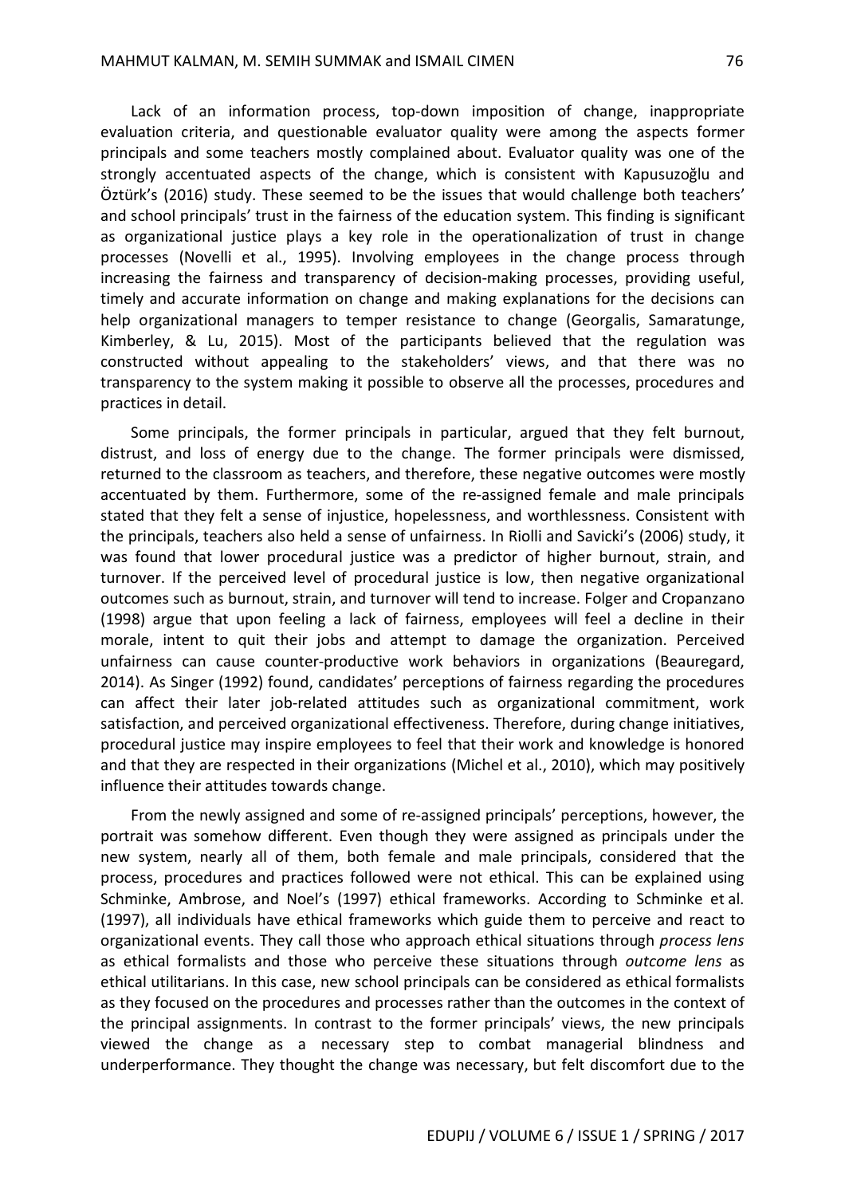Lack of an information process, top-down imposition of change, inappropriate evaluation criteria, and questionable evaluator quality were among the aspects former principals and some teachers mostly complained about. Evaluator quality was one of the strongly accentuated aspects of the change, which is consistent with Kapusuzoğlu and Öztürk's (2016) study. These seemed to be the issues that would challenge both teachers' and school principals' trust in the fairness of the education system. This finding is significant as organizational justice plays a key role in the operationalization of trust in change processes (Novelli et al., 1995). Involving employees in the change process through increasing the fairness and transparency of decision-making processes, providing useful, timely and accurate information on change and making explanations for the decisions can help organizational managers to temper resistance to change (Georgalis, Samaratunge, Kimberley, & Lu, 2015). Most of the participants believed that the regulation was constructed without appealing to the stakeholders' views, and that there was no transparency to the system making it possible to observe all the processes, procedures and practices in detail.

Some principals, the former principals in particular, argued that they felt burnout, distrust, and loss of energy due to the change. The former principals were dismissed, returned to the classroom as teachers, and therefore, these negative outcomes were mostly accentuated by them. Furthermore, some of the re-assigned female and male principals stated that they felt a sense of injustice, hopelessness, and worthlessness. Consistent with the principals, teachers also held a sense of unfairness. In Riolli and Savicki's (2006) study, it was found that lower procedural justice was a predictor of higher burnout, strain, and turnover. If the perceived level of procedural justice is low, then negative organizational outcomes such as burnout, strain, and turnover will tend to increase. Folger and Cropanzano (1998) argue that upon feeling a lack of fairness, employees will feel a decline in their morale, intent to quit their jobs and attempt to damage the organization. Perceived unfairness can cause counter-productive work behaviors in organizations (Beauregard, 2014). As Singer (1992) found, candidates' perceptions of fairness regarding the procedures can affect their later job-related attitudes such as organizational commitment, work satisfaction, and perceived organizational effectiveness. Therefore, during change initiatives, procedural justice may inspire employees to feel that their work and knowledge is honored and that they are respected in their organizations (Michel et al., 2010), which may positively influence their attitudes towards change.

From the newly assigned and some of re-assigned principals' perceptions, however, the portrait was somehow different. Even though they were assigned as principals under the new system, nearly all of them, both female and male principals, considered that the process, procedures and practices followed were not ethical. This can be explained using Schminke, Ambrose, and Noel's (1997) ethical frameworks. According to Schminke et al. (1997), all individuals have ethical frameworks which guide them to perceive and react to organizational events. They call those who approach ethical situations through *process lens* as ethical formalists and those who perceive these situations through *outcome lens* as ethical utilitarians. In this case, new school principals can be considered as ethical formalists as they focused on the procedures and processes rather than the outcomes in the context of the principal assignments. In contrast to the former principals' views, the new principals viewed the change as a necessary step to combat managerial blindness and underperformance. They thought the change was necessary, but felt discomfort due to the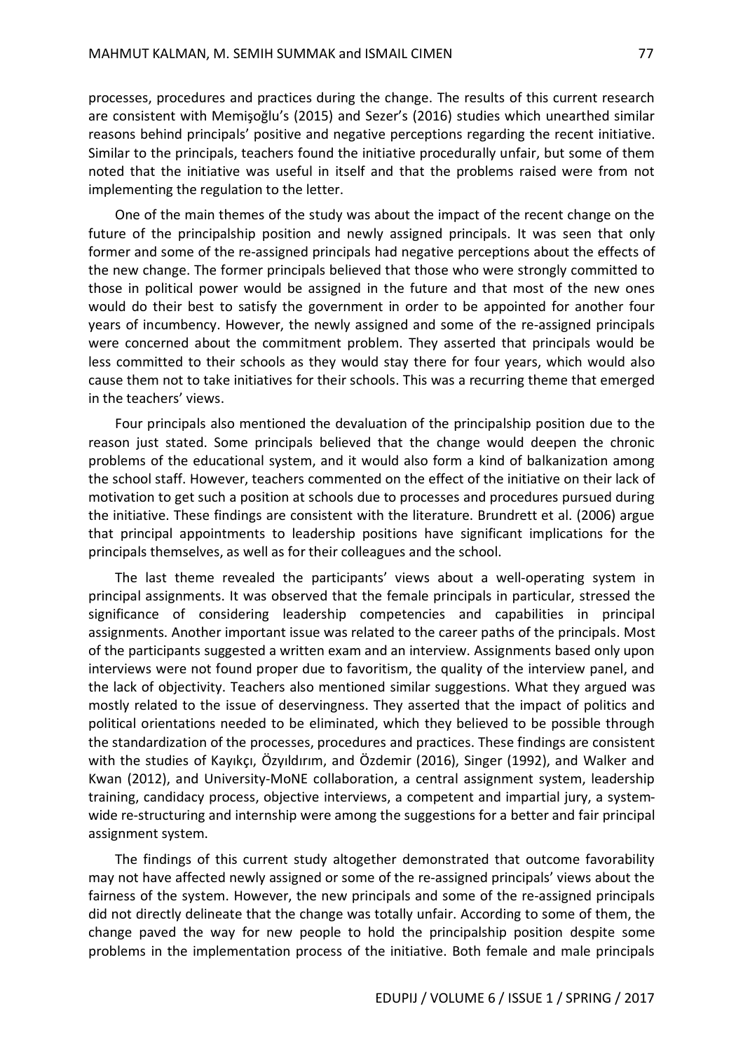processes, procedures and practices during the change. The results of this current research are consistent with Memişoğlu's (2015) and Sezer's (2016) studies which unearthed similar reasons behind principals' positive and negative perceptions regarding the recent initiative. Similar to the principals, teachers found the initiative procedurally unfair, but some of them noted that the initiative was useful in itself and that the problems raised were from not implementing the regulation to the letter.

One of the main themes of the study was about the impact of the recent change on the future of the principalship position and newly assigned principals. It was seen that only former and some of the re-assigned principals had negative perceptions about the effects of the new change. The former principals believed that those who were strongly committed to those in political power would be assigned in the future and that most of the new ones would do their best to satisfy the government in order to be appointed for another four years of incumbency. However, the newly assigned and some of the re-assigned principals were concerned about the commitment problem. They asserted that principals would be less committed to their schools as they would stay there for four years, which would also cause them not to take initiatives for their schools. This was a recurring theme that emerged in the teachers' views.

Four principals also mentioned the devaluation of the principalship position due to the reason just stated. Some principals believed that the change would deepen the chronic problems of the educational system, and it would also form a kind of balkanization among the school staff. However, teachers commented on the effect of the initiative on their lack of motivation to get such a position at schools due to processes and procedures pursued during the initiative. These findings are consistent with the literature. Brundrett et al. (2006) argue that principal appointments to leadership positions have significant implications for the principals themselves, as well as for their colleagues and the school.

The last theme revealed the participants' views about a well-operating system in principal assignments. It was observed that the female principals in particular, stressed the significance of considering leadership competencies and capabilities in principal assignments. Another important issue was related to the career paths of the principals. Most of the participants suggested a written exam and an interview. Assignments based only upon interviews were not found proper due to favoritism, the quality of the interview panel, and the lack of objectivity. Teachers also mentioned similar suggestions. What they argued was mostly related to the issue of deservingness. They asserted that the impact of politics and political orientations needed to be eliminated, which they believed to be possible through the standardization of the processes, procedures and practices. These findings are consistent with the studies of Kayıkçı, Özyıldırım, and Özdemir (2016), Singer (1992), and Walker and Kwan (2012), and University-MoNE collaboration, a central assignment system, leadership training, candidacy process, objective interviews, a competent and impartial jury, a system-wide re-structuring and internship were among the suggestions for a better and fair principal assignment system.

The findings of this current study altogether demonstrated that outcome favorability may not have affected newly assigned or some of the re-assigned principals' views about the fairness of the system. However, the new principals and some of the re-assigned principals did not directly delineate that the change was totally unfair. According to some of them, the change paved the way for new people to hold the principalship position despite some problems in the implementation process of the initiative. Both female and male principals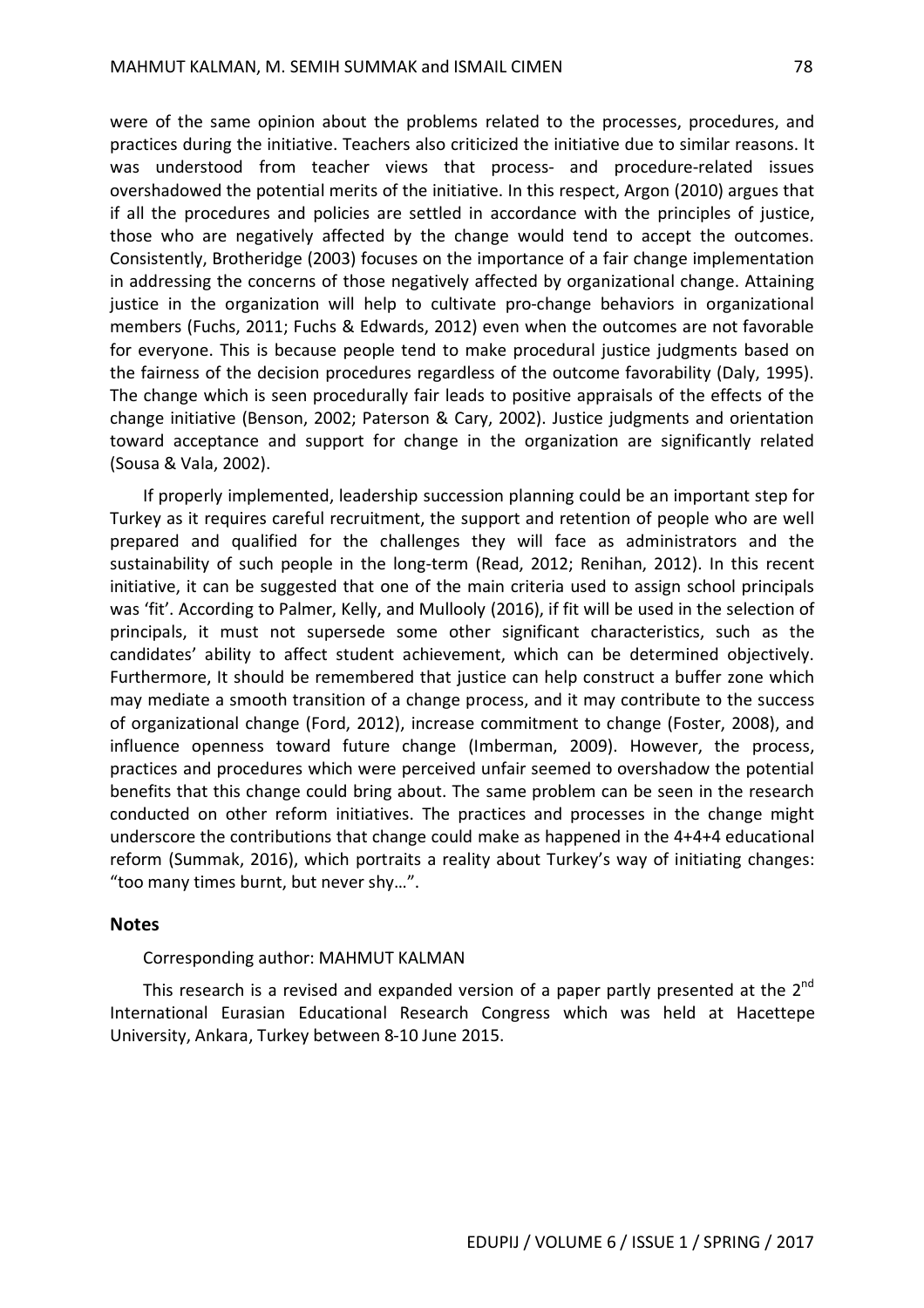were of the same opinion about the problems related to the processes, procedures, and practices during the initiative. Teachers also criticized the initiative due to similar reasons. It was understood from teacher views that process- and procedure-related issues overshadowed the potential merits of the initiative. In this respect, Argon (2010) argues that if all the procedures and policies are settled in accordance with the principles of justice, those who are negatively affected by the change would tend to accept the outcomes. Consistently, Brotheridge (2003) focuses on the importance of a fair change implementation in addressing the concerns of those negatively affected by organizational change. Attaining justice in the organization will help to cultivate pro-change behaviors in organizational members (Fuchs, 2011; Fuchs & Edwards, 2012) even when the outcomes are not favorable for everyone. This is because people tend to make procedural justice judgments based on the fairness of the decision procedures regardless of the outcome favorability (Daly, 1995). The change which is seen procedurally fair leads to positive appraisals of the effects of the change initiative (Benson, 2002; Paterson & Cary, 2002). Justice judgments and orientation toward acceptance and support for change in the organization are significantly related (Sousa & Vala, 2002).

If properly implemented, leadership succession planning could be an important step for Turkey as it requires careful recruitment, the support and retention of people who are well prepared and qualified for the challenges they will face as administrators and the sustainability of such people in the long-term (Read, 2012; Renihan, 2012). In this recent initiative, it can be suggested that one of the main criteria used to assign school principals was 'fit'. According to Palmer, Kelly, and Mullooly (2016), if fit will be used in the selection of principals, it must not supersede some other significant characteristics, such as the candidates' ability to affect student achievement, which can be determined objectively. Furthermore, It should be remembered that justice can help construct a buffer zone which may mediate a smooth transition of a change process, and it may contribute to the success of organizational change (Ford, 2012), increase commitment to change (Foster, 2008), and influence openness toward future change (Imberman, 2009). However, the process, practices and procedures which were perceived unfair seemed to overshadow the potential benefits that this change could bring about. The same problem can be seen in the research conducted on other reform initiatives. The practices and processes in the change might underscore the contributions that change could make as happened in the 4+4+4 educational reform (Summak, 2016), which portraits a reality about Turkey's way of initiating changes: "too many times burnt, but never shy…".

## Notes

Corresponding author: MAHMUT KALMAN

This research is a revised and expanded version of a paper partly presented at the 2nd International Eurasian Educational Research Congress which was held at Hacettepe University, Ankara, Turkey between 8-10 June 2015.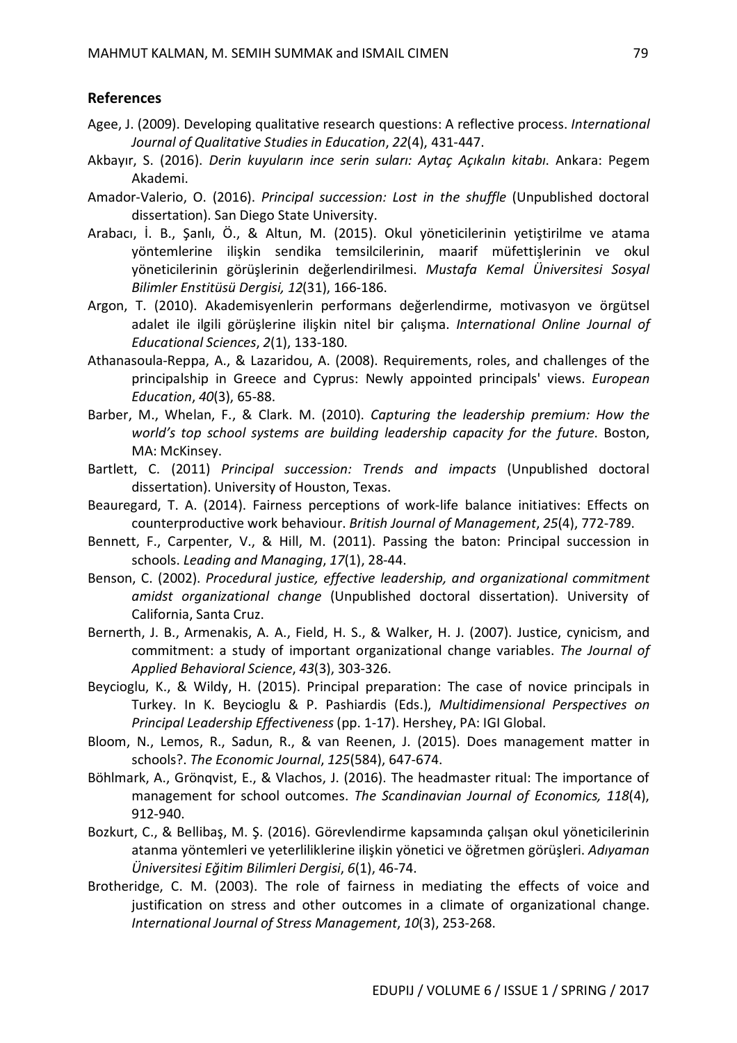## References

Agee, J. (2009). Developing qualitative research questions: A reflective process. *International Journal of Qualitative Studies in Education*, *22*(4), 431-447.

Akbayır, S. (2016). *Derin kuyuların ince serin suları: Aytaç Açıkalın kitabı*. Ankara: Pegem Akademi.

Amador-Valerio, O. (2016). *Principal succession: Lost in the shuffle* (Unpublished doctoral dissertation). San Diego State University.

Arabacı, İ. B., Şanlı, Ö., & Altun, M. (2015). Okul yöneticilerinin yetiştirilme ve atama yöntemlerine ilişkin sendika temsilcilerinin, maarif müfettişlerinin ve okul yöneticilerinin görüşlerinin değerlendirilmesi. *Mustafa Kemal Üniversitesi Sosyal Bilimler Enstitüsü Dergisi, 12*(31), 166-186.

Argon, T. (2010). Akademisyenlerin performans değerlendirme, motivasyon ve örgütsel adalet ile ilgili görüşlerine ilişkin nitel bir çalışma. *International Online Journal of Educational Sciences*, *2*(1), 133-180.

Athanasoula-Reppa, A., & Lazaridou, A. (2008). Requirements, roles, and challenges of the principalship in Greece and Cyprus: Newly appointed principals' views. *European Education*, *40*(3), 65-88.

Barber, M., Whelan, F., & Clark. M. (2010). *Capturing the leadership premium: How the world's top school systems are building leadership capacity for the future*. Boston, MA: McKinsey.

Bartlett, C. (2011) *Principal succession: Trends and impacts* (Unpublished doctoral dissertation). University of Houston, Texas.

Beauregard, T. A. (2014). Fairness perceptions of work-life balance initiatives: Effects on counterproductive work behaviour. *British Journal of Management*, *25*(4), 772-789.

Bennett, F., Carpenter, V., & Hill, M. (2011). Passing the baton: Principal succession in schools. *Leading and Managing*, *17*(1), 28-44.

Benson, C. (2002). *Procedural justice, effective leadership, and organizational commitment amidst organizational change* (Unpublished doctoral dissertation). University of California, Santa Cruz.

Bernerth, J. B., Armenakis, A. A., Field, H. S., & Walker, H. J. (2007). Justice, cynicism, and commitment: a study of important organizational change variables. *The Journal of Applied Behavioral Science*, *43*(3), 303-326.

Beycioglu, K., & Wildy, H. (2015). Principal preparation: The case of novice principals in Turkey. In K. Beycioglu & P. Pashiardis (Eds.), *Multidimensional Perspectives on Principal Leadership Effectiveness* (pp. 1-17). Hershey, PA: IGI Global.

Bloom, N., Lemos, R., Sadun, R., & van Reenen, J. (2015). Does management matter in schools?. *The Economic Journal*, *125*(584), 647-674.

Böhlmark, A., Grönqvist, E., & Vlachos, J. (2016). The headmaster ritual: The importance of management for school outcomes. *The Scandinavian Journal of Economics, 118*(4), 912-940.

Bozkurt, C., & Bellibaş, M. Ş. (2016). Görevlendirme kapsamında çalışan okul yöneticilerinin atanma yöntemleri ve yeterliliklerine ilişkin yönetici ve öğretmen görüşleri. *Adıyaman Üniversitesi Eğitim Bilimleri Dergisi*, *6*(1), 46-74.

Brotheridge, C. M. (2003). The role of fairness in mediating the effects of voice and justification on stress and other outcomes in a climate of organizational change. *International Journal of Stress Management*, *10*(3), 253-268.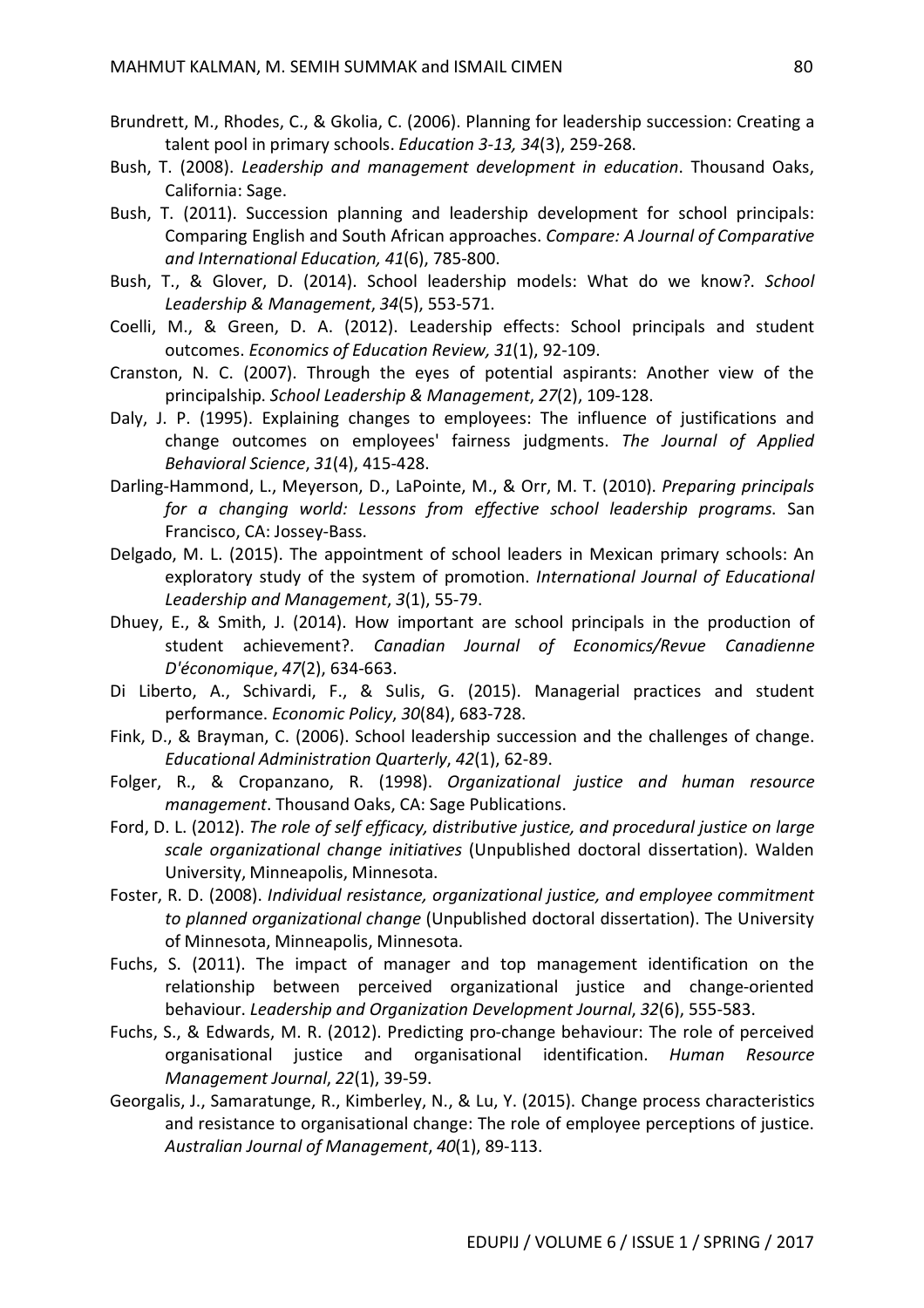Brundrett, M., Rhodes, C., & Gkolia, C. (2006). Planning for leadership succession: Creating a talent pool in primary schools. *Education 3-13, 34*(3), 259-268.

Bush, T. (2008). *Leadership and management development in education*. Thousand Oaks, California: Sage.

Bush, T. (2011). Succession planning and leadership development for school principals: Comparing English and South African approaches. *Compare: A Journal of Comparative and International Education, 41*(6), 785-800.

Bush, T., & Glover, D. (2014). School leadership models: What do we know?. *School Leadership & Management*, *34*(5), 553-571.

Coelli, M., & Green, D. A. (2012). Leadership effects: School principals and student outcomes. *Economics of Education Review, 31*(1), 92-109.

Cranston, N. C. (2007). Through the eyes of potential aspirants: Another view of the principalship. *School Leadership & Management*, *27*(2), 109-128.

Daly, J. P. (1995). Explaining changes to employees: The influence of justifications and change outcomes on employees' fairness judgments. *The Journal of Applied Behavioral Science*, *31*(4), 415-428.

Darling-Hammond, L., Meyerson, D., LaPointe, M., & Orr, M. T. (2010). *Preparing principals for a changing world: Lessons from effective school leadership programs*. San Francisco, CA: Jossey-Bass.

Delgado, M. L. (2015). The appointment of school leaders in Mexican primary schools: An exploratory study of the system of promotion. *International Journal of Educational Leadership and Management*, *3*(1), 55-79.

Dhuey, E., & Smith, J. (2014). How important are school principals in the production of student achievement?. *Canadian Journal of Economics/Revue Canadienne D'économique*, *47*(2), 634-663.

Di Liberto, A., Schivardi, F., & Sulis, G. (2015). Managerial practices and student performance. *Economic Policy*, *30*(84), 683-728.

Fink, D., & Brayman, C. (2006). School leadership succession and the challenges of change. *Educational Administration Quarterly*, *42*(1), 62-89.

Folger, R., & Cropanzano, R. (1998). *Organizational justice and human resource management*. Thousand Oaks, CA: Sage Publications.

Ford, D. L. (2012). *The role of self efficacy, distributive justice, and procedural justice on large scale organizational change initiatives* (Unpublished doctoral dissertation). Walden University, Minneapolis, Minnesota.

Foster, R. D. (2008). *Individual resistance, organizational justice, and employee commitment to planned organizational change* (Unpublished doctoral dissertation). The University of Minnesota, Minneapolis, Minnesota.

Fuchs, S. (2011). The impact of manager and top management identification on the relationship between perceived organizational justice and change-oriented behaviour. *Leadership and Organization Development Journal*, *32*(6), 555-583.

Fuchs, S., & Edwards, M. R. (2012). Predicting pro-change behaviour: The role of perceived organisational justice and organisational identification. *Human Resource Management Journal*, *22*(1), 39-59.

Georgalis, J., Samaratunge, R., Kimberley, N., & Lu, Y. (2015). Change process characteristics and resistance to organisational change: The role of employee perceptions of justice. *Australian Journal of Management*, *40*(1), 89-113.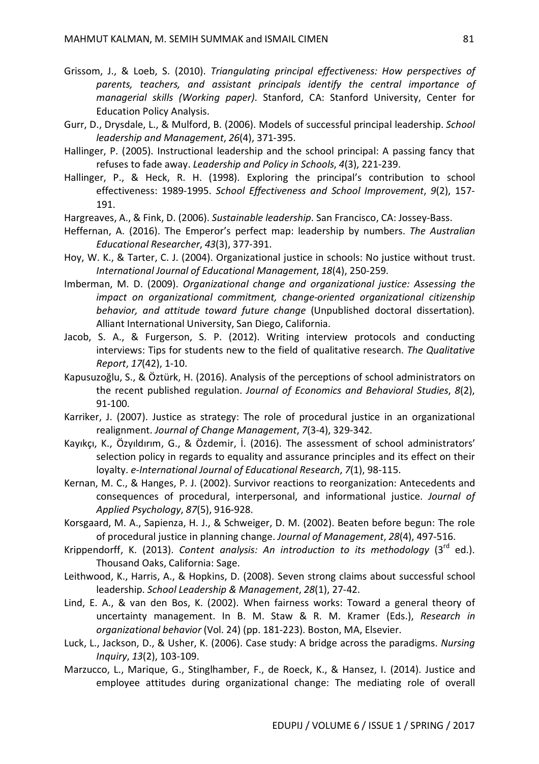Grissom, J., & Loeb, S. (2010). *Triangulating principal effectiveness: How perspectives of parents, teachers, and assistant principals identify the central importance of managerial skills (Working paper)*. Stanford, CA: Stanford University, Center for Education Policy Analysis.

Gurr, D., Drysdale, L., & Mulford, B. (2006). Models of successful principal leadership. *School leadership and Management*, *26*(4), 371-395.

Hallinger, P. (2005). Instructional leadership and the school principal: A passing fancy that refuses to fade away. *Leadership and Policy in Schools*, *4*(3), 221-239.

Hallinger, P., & Heck, R. H. (1998). Exploring the principal's contribution to school effectiveness: 1989-1995. *School Effectiveness and School Improvement*, *9*(2), 157-191.

Hargreaves, A., & Fink, D. (2006). *Sustainable leadership*. San Francisco, CA: Jossey-Bass.

Heffernan, A. (2016). The Emperor's perfect map: leadership by numbers. *The Australian Educational Researcher*, *43*(3), 377-391.

Hoy, W. K., & Tarter, C. J. (2004). Organizational justice in schools: No justice without trust. *International Journal of Educational Management*, *18*(4), 250-259.

Imberman, M. D. (2009). *Organizational change and organizational justice: Assessing the impact on organizational commitment, change-oriented organizational citizenship behavior, and attitude toward future change* (Unpublished doctoral dissertation). Alliant International University, San Diego, California.

Jacob, S. A., & Furgerson, S. P. (2012). Writing interview protocols and conducting interviews: Tips for students new to the field of qualitative research. *The Qualitative Report*, *17*(42), 1-10.

Kapusuzoğlu, S., & Öztürk, H. (2016). Analysis of the perceptions of school administrators on the recent published regulation. *Journal of Economics and Behavioral Studies*, *8*(2), 91-100.

Karriker, J. (2007). Justice as strategy: The role of procedural justice in an organizational realignment. *Journal of Change Management*, *7*(3-4), 329-342.

Kayıkçı, K., Özyıldırım, G., & Özdemir, İ. (2016). The assessment of school administrators' selection policy in regards to equality and assurance principles and its effect on their loyalty. *e-International Journal of Educational Research*, *7*(1), 98-115.

Kernan, M. C., & Hanges, P. J. (2002). Survivor reactions to reorganization: Antecedents and consequences of procedural, interpersonal, and informational justice. *Journal of Applied Psychology*, *87*(5), 916-928.

Korsgaard, M. A., Sapienza, H. J., & Schweiger, D. M. (2002). Beaten before begun: The role of procedural justice in planning change. *Journal of Management*, *28*(4), 497-516.

Krippendorff, K. (2013). *Content analysis: An introduction to its methodology* (3rd ed.). Thousand Oaks, California: Sage.

Leithwood, K., Harris, A., & Hopkins, D. (2008). Seven strong claims about successful school leadership. *School Leadership & Management*, *28*(1), 27-42.

Lind, E. A., & van den Bos, K. (2002). When fairness works: Toward a general theory of uncertainty management. In B. M. Staw & R. M. Kramer (Eds.), *Research in organizational behavior* (Vol. 24) (pp. 181-223). Boston, MA, Elsevier.

Luck, L., Jackson, D., & Usher, K. (2006). Case study: A bridge across the paradigms. *Nursing Inquiry*, *13*(2), 103-109.

Marzucco, L., Marique, G., Stinglhamber, F., de Roeck, K., & Hansez, I. (2014). Justice and employee attitudes during organizational change: The mediating role of overall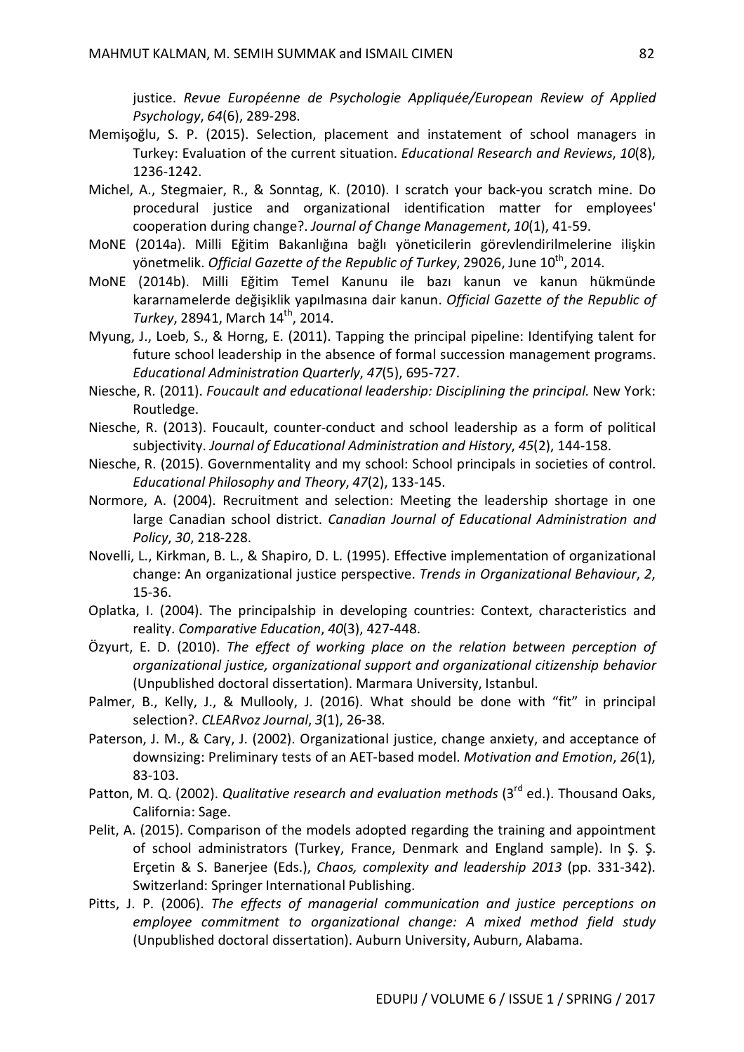justice. *Revue Européenne de Psychologie Appliquée/European Review of Applied Psychology*, *64*(6), 289-298.

Memişoğlu, S. P. (2015). Selection, placement and instatement of school managers in Turkey: Evaluation of the current situation. *Educational Research and Reviews*, *10*(8), 1236-1242.

Michel, A., Stegmaier, R., & Sonntag, K. (2010). I scratch your back-you scratch mine. Do procedural justice and organizational identification matter for employees' cooperation during change?. *Journal of Change Management*, *10*(1), 41-59.

MoNE (2014a). Milli Eğitim Bakanlığına bağlı yöneticilerin görevlendirilmelerine ilişkin yönetmelik. *Official Gazette of the Republic of Turkey*, 29026, June 10th, 2014.

MoNE (2014b). Milli Eğitim Temel Kanunu ile bazı kanun ve kanun hükmünde kararnamelerde değişiklik yapılmasına dair kanun. *Official Gazette of the Republic of Turkey*, 28941, March 14th, 2014.

Myung, J., Loeb, S., & Horng, E. (2011). Tapping the principal pipeline: Identifying talent for future school leadership in the absence of formal succession management programs. *Educational Administration Quarterly*, *47*(5), 695-727.

Niesche, R. (2011). *Foucault and educational leadership: Disciplining the principal*. New York: Routledge.

Niesche, R. (2013). Foucault, counter-conduct and school leadership as a form of political subjectivity. *Journal of Educational Administration and History*, *45*(2), 144-158.

Niesche, R. (2015). Governmentality and my school: School principals in societies of control. *Educational Philosophy and Theory*, *47*(2), 133-145.

Normore, A. (2004). Recruitment and selection: Meeting the leadership shortage in one large Canadian school district. *Canadian Journal of Educational Administration and Policy*, *30*, 218-228.

Novelli, L., Kirkman, B. L., & Shapiro, D. L. (1995). Effective implementation of organizational change: An organizational justice perspective. *Trends in Organizational Behaviour*, *2*, 15-36.

Oplatka, I. (2004). The principalship in developing countries: Context, characteristics and reality. *Comparative Education*, *40*(3), 427-448.

Özyurt, E. D. (2010). *The effect of working place on the relation between perception of organizational justice, organizational support and organizational citizenship behavior* (Unpublished doctoral dissertation). Marmara University, Istanbul.

Palmer, B., Kelly, J., & Mullooly, J. (2016). What should be done with "fit" in principal selection?. *CLEARvoz Journal*, *3*(1), 26-38.

Paterson, J. M., & Cary, J. (2002). Organizational justice, change anxiety, and acceptance of downsizing: Preliminary tests of an AET-based model. *Motivation and Emotion*, *26*(1), 83-103.

Patton, M. Q. (2002). *Qualitative research and evaluation methods* (3rd ed.). Thousand Oaks, California: Sage.

Pelit, A. (2015). Comparison of the models adopted regarding the training and appointment of school administrators (Turkey, France, Denmark and England sample). In Ş. Ş. Erçetin & S. Banerjee (Eds.), *Chaos, complexity and leadership 2013* (pp. 331-342). Switzerland: Springer International Publishing.

Pitts, J. P. (2006). *The effects of managerial communication and justice perceptions on employee commitment to organizational change: A mixed method field study* (Unpublished doctoral dissertation). Auburn University, Auburn, Alabama.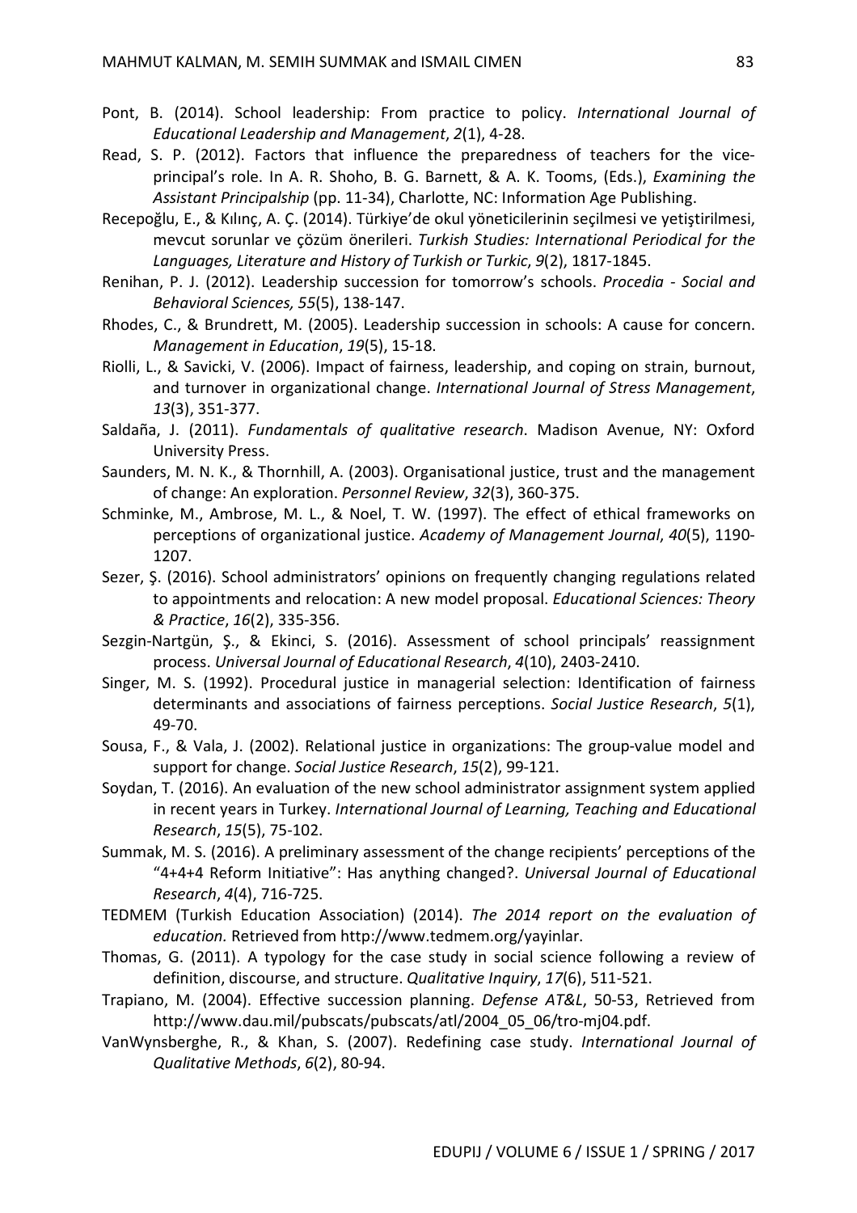Pont, B. (2014). School leadership: From practice to policy. *International Journal of Educational Leadership and Management*, *2*(1), 4-28.

Read, S. P. (2012). Factors that influence the preparedness of teachers for the vice-principal's role. In A. R. Shoho, B. G. Barnett, & A. K. Tooms, (Eds.), *Examining the Assistant Principalship* (pp. 11-34), Charlotte, NC: Information Age Publishing.

Recepoğlu, E., & Kılınç, A. Ç. (2014). Türkiye'de okul yöneticilerinin seçilmesi ve yetiştirilmesi, mevcut sorunlar ve çözüm önerileri. *Turkish Studies: International Periodical for the Languages, Literature and History of Turkish or Turkic*, *9*(2), 1817-1845.

Renihan, P. J. (2012). Leadership succession for tomorrow's schools. *Procedia - Social and Behavioral Sciences, 55*(5), 138-147.

Rhodes, C., & Brundrett, M. (2005). Leadership succession in schools: A cause for concern. *Management in Education*, *19*(5), 15-18.

Riolli, L., & Savicki, V. (2006). Impact of fairness, leadership, and coping on strain, burnout, and turnover in organizational change. *International Journal of Stress Management*, *13*(3), 351-377.

Saldaña, J. (2011). *Fundamentals of qualitative research*. Madison Avenue, NY: Oxford University Press.

Saunders, M. N. K., & Thornhill, A. (2003). Organisational justice, trust and the management of change: An exploration. *Personnel Review*, *32*(3), 360-375.

Schminke, M., Ambrose, M. L., & Noel, T. W. (1997). The effect of ethical frameworks on perceptions of organizational justice. *Academy of Management Journal*, *40*(5), 1190-1207.

Sezer, Ş. (2016). School administrators' opinions on frequently changing regulations related to appointments and relocation: A new model proposal. *Educational Sciences: Theory & Practice*, *16*(2), 335-356.

Sezgin-Nartgün, Ş., & Ekinci, S. (2016). Assessment of school principals' reassignment process. *Universal Journal of Educational Research*, *4*(10), 2403-2410.

Singer, M. S. (1992). Procedural justice in managerial selection: Identification of fairness determinants and associations of fairness perceptions. *Social Justice Research*, *5*(1), 49-70.

Sousa, F., & Vala, J. (2002). Relational justice in organizations: The group-value model and support for change. *Social Justice Research*, *15*(2), 99-121.

Soydan, T. (2016). An evaluation of the new school administrator assignment system applied in recent years in Turkey. *International Journal of Learning, Teaching and Educational Research*, *15*(5), 75-102.

Summak, M. S. (2016). A preliminary assessment of the change recipients' perceptions of the "4+4+4 Reform Initiative": Has anything changed?. *Universal Journal of Educational Research*, *4*(4), 716-725.

TEDMEM (Turkish Education Association) (2014). *The 2014 report on the evaluation of education.* Retrieved from http://www.tedmem.org/yayinlar.

Thomas, G. (2011). A typology for the case study in social science following a review of definition, discourse, and structure. *Qualitative Inquiry*, *17*(6), 511-521.

Trapiano, M. (2004). Effective succession planning. *Defense AT&L*, 50-53, Retrieved from http://www.dau.mil/pubscats/pubscats/atl/2004_05_06/tro-mj04.pdf.

VanWynsberghe, R., & Khan, S. (2007). Redefining case study. *International Journal of Qualitative Methods*, *6*(2), 80-94.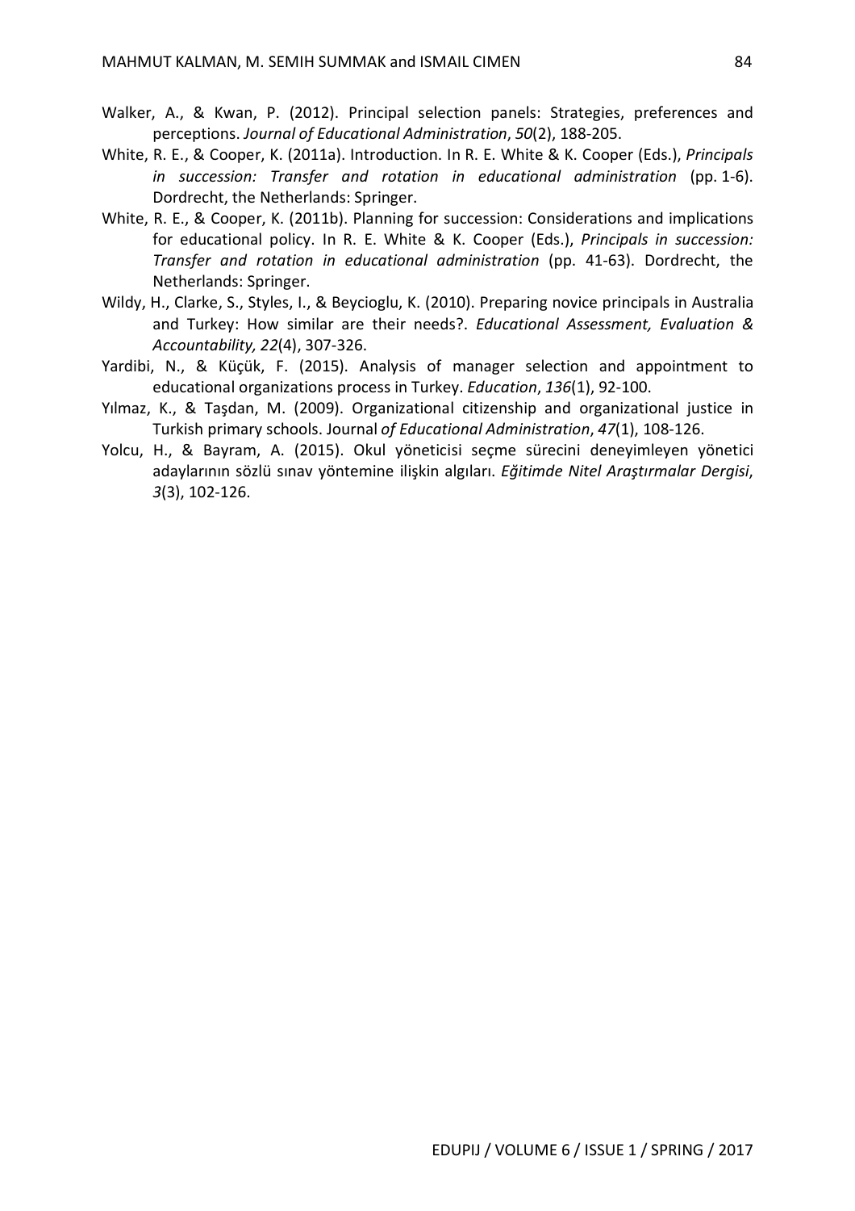Walker, A., & Kwan, P. (2012). Principal selection panels: Strategies, preferences and perceptions. *Journal of Educational Administration*, *50*(2), 188-205.

White, R. E., & Cooper, K. (2011a). Introduction. In R. E. White & K. Cooper (Eds.), *Principals in succession: Transfer and rotation in educational administration* (pp. 1-6). Dordrecht, the Netherlands: Springer.

White, R. E., & Cooper, K. (2011b). Planning for succession: Considerations and implications for educational policy. In R. E. White & K. Cooper (Eds.), *Principals in succession: Transfer and rotation in educational administration* (pp. 41-63). Dordrecht, the Netherlands: Springer.

Wildy, H., Clarke, S., Styles, I., & Beycioglu, K. (2010). Preparing novice principals in Australia and Turkey: How similar are their needs?. *Educational Assessment, Evaluation & Accountability, 22*(4), 307-326.

Yardibi, N., & Küçük, F. (2015). Analysis of manager selection and appointment to educational organizations process in Turkey. *Education*, *136*(1), 92-100.

Yılmaz, K., & Taşdan, M. (2009). Organizational citizenship and organizational justice in Turkish primary schools. Journal *of Educational Administration*, *47*(1), 108-126.

Yolcu, H., & Bayram, A. (2015). Okul yöneticisi seçme sürecini deneyimleyen yönetici adaylarının sözlü sınav yöntemine ilişkin algıları. *Eğitimde Nitel Araştırmalar Dergisi*, *3*(3), 102-126.